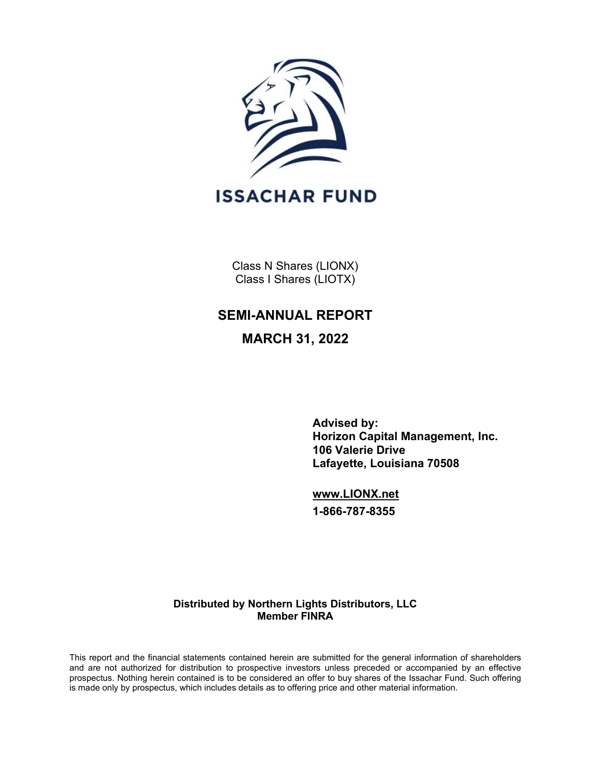# ISSACHAR FUND

Class N Shares (LIONX)
Class I Shares (LIOTX)

## SEMI-ANNUAL REPORT

## MARCH 31, 2022

**Advised by:**
**Horizon Capital Management, Inc.**
**106 Valerie Drive**
**Lafayette, Louisiana 70508**

**www.LIONX.net**
**1-866-787-8355**

**Distributed by Northern Lights Distributors, LLC**
**Member FINRA**

This report and the financial statements contained herein are submitted for the general information of shareholders and are not authorized for distribution to prospective investors unless preceded or accompanied by an effective prospectus. Nothing herein contained is to be considered an offer to buy shares of the Issachar Fund. Such offering is made only by prospectus, which includes details as to offering price and other material information.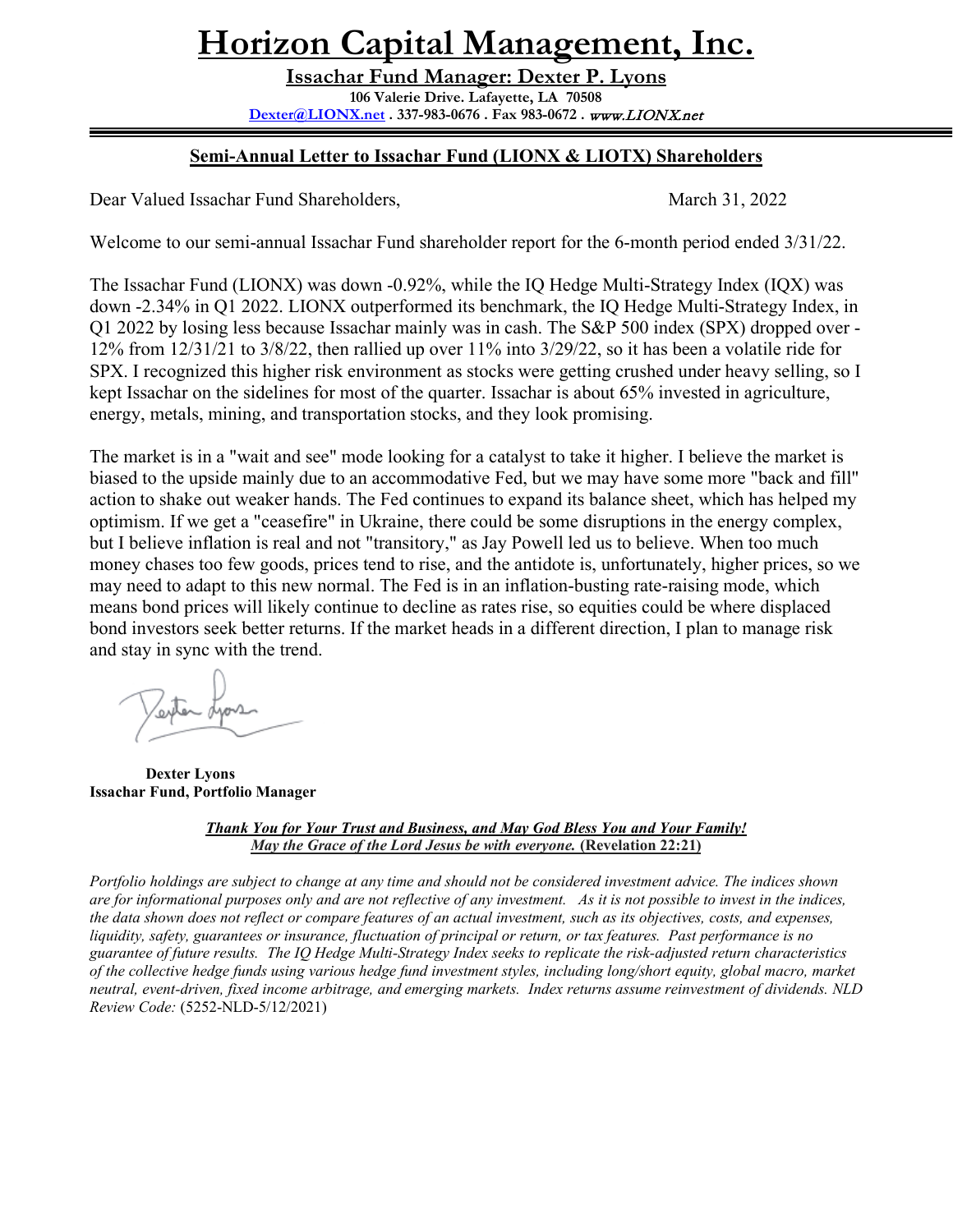# Horizon Capital Management, Inc.

**Issachar Fund Manager: Dexter P. Lyons**

**106 Valerie Drive. Lafayette, LA 70508**

**Dexter@LIONX.net . 337-983-0676 . Fax 983-0672 .** *www.LIONX.net*

## Semi-Annual Letter to Issachar Fund (LIONX & LIOTX) Shareholders

Dear Valued Issachar Fund Shareholders, March 31, 2022

Welcome to our semi-annual Issachar Fund shareholder report for the 6-month period ended 3/31/22.

The Issachar Fund (LIONX) was down -0.92%, while the IQ Hedge Multi-Strategy Index (IQX) was down -2.34% in Q1 2022. LIONX outperformed its benchmark, the IQ Hedge Multi-Strategy Index, in Q1 2022 by losing less because Issachar mainly was in cash. The S&P 500 index (SPX) dropped over -12% from 12/31/21 to 3/8/22, then rallied up over 11% into 3/29/22, so it has been a volatile ride for SPX. I recognized this higher risk environment as stocks were getting crushed under heavy selling, so I kept Issachar on the sidelines for most of the quarter. Issachar is about 65% invested in agriculture, energy, metals, mining, and transportation stocks, and they look promising.

The market is in a "wait and see" mode looking for a catalyst to take it higher. I believe the market is biased to the upside mainly due to an accommodative Fed, but we may have some more "back and fill" action to shake out weaker hands. The Fed continues to expand its balance sheet, which has helped my optimism. If we get a "ceasefire" in Ukraine, there could be some disruptions in the energy complex, but I believe inflation is real and not "transitory," as Jay Powell led us to believe. When too much money chases too few goods, prices tend to rise, and the antidote is, unfortunately, higher prices, so we may need to adapt to this new normal. The Fed is in an inflation-busting rate-raising mode, which means bond prices will likely continue to decline as rates rise, so equities could be where displaced bond investors seek better returns. If the market heads in a different direction, I plan to manage risk and stay in sync with the trend.

**Dexter Lyons**
**Issachar Fund, Portfolio Manager**

***Thank You for Your Trust and Business, and May God Bless You and Your Family!***
***May the Grace of the Lord Jesus be with everyone.*** **(Revelation 22:21)**

*Portfolio holdings are subject to change at any time and should not be considered investment advice. The indices shown are for informational purposes only and are not reflective of any investment. As it is not possible to invest in the indices, the data shown does not reflect or compare features of an actual investment, such as its objectives, costs, and expenses, liquidity, safety, guarantees or insurance, fluctuation of principal or return, or tax features. Past performance is no guarantee of future results. The IQ Hedge Multi-Strategy Index seeks to replicate the risk-adjusted return characteristics of the collective hedge funds using various hedge fund investment styles, including long/short equity, global macro, market neutral, event-driven, fixed income arbitrage, and emerging markets. Index returns assume reinvestment of dividends. NLD Review Code:* (5252-NLD-5/12/2021)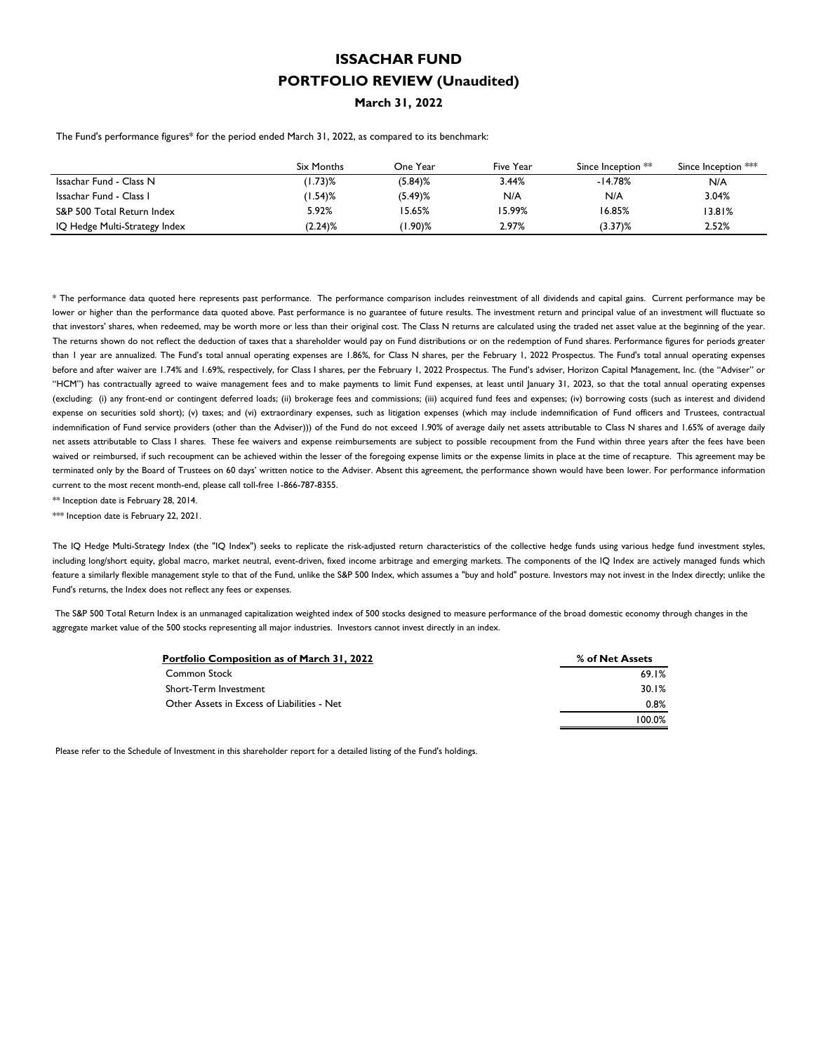# ISSACHAR FUND
## PORTFOLIO REVIEW (Unaudited)
### March 31, 2022

The Fund's performance figures* for the period ended March 31, 2022, as compared to its benchmark:

| | Six Months | One Year | Five Year | Since Inception ** | Since Inception *** |
|---|---|---|---|---|---|
| Issachar Fund - Class N | (1.73)% | (5.84)% | 3.44% | -14.78% | N/A |
| Issachar Fund - Class I | (1.54)% | (5.49)% | N/A | N/A | 3.04% |
| S&P 500 Total Return Index | 5.92% | 15.65% | 15.99% | 16.85% | 13.81% |
| IQ Hedge Multi-Strategy Index | (2.24)% | (1.90)% | 2.97% | (3.37)% | 2.52% |

* The performance data quoted here represents past performance. The performance comparison includes reinvestment of all dividends and capital gains. Current performance may be lower or higher than the performance data quoted above. Past performance is no guarantee of future results. The investment return and principal value of an investment will fluctuate so that investors' shares, when redeemed, may be worth more or less than their original cost. The Class N returns are calculated using the traded net asset value at the beginning of the year. The returns shown do not reflect the deduction of taxes that a shareholder would pay on Fund distributions or on the redemption of Fund shares. Performance figures for periods greater than 1 year are annualized. The Fund's total annual operating expenses are 1.86%, for Class N shares, per the February 1, 2022 Prospectus. The Fund's total annual operating expenses before and after waiver are 1.74% and 1.69%, respectively, for Class I shares, per the February 1, 2022 Prospectus. The Fund's adviser, Horizon Capital Management, Inc. (the "Adviser" or "HCM") has contractually agreed to waive management fees and to make payments to limit Fund expenses, at least until January 31, 2023, so that the total annual operating expenses (excluding: (i) any front-end or contingent deferred loads; (ii) brokerage fees and commissions; (iii) acquired fund fees and expenses; (iv) borrowing costs (such as interest and dividend expense on securities sold short); (v) taxes; and (vi) extraordinary expenses, such as litigation expenses (which may include indemnification of Fund officers and Trustees, contractual indemnification of Fund service providers (other than the Adviser))) of the Fund do not exceed 1.90% of average daily net assets attributable to Class N shares and 1.65% of average daily net assets attributable to Class I shares. These fee waivers and expense reimbursements are subject to possible recoupment from the Fund within three years after the fees have been waived or reimbursed, if such recoupment can be achieved within the lesser of the foregoing expense limits or the expense limits in place at the time of recapture. This agreement may be terminated only by the Board of Trustees on 60 days' written notice to the Adviser. Absent this agreement, the performance shown would have been lower. For performance information current to the most recent month-end, please call toll-free 1-866-787-8355.

** Inception date is February 28, 2014.

*** Inception date is February 22, 2021.

The IQ Hedge Multi-Strategy Index (the "IQ Index") seeks to replicate the risk-adjusted return characteristics of the collective hedge funds using various hedge fund investment styles, including long/short equity, global macro, market neutral, event-driven, fixed income arbitrage and emerging markets. The components of the IQ Index are actively managed funds which feature a similarly flexible management style to that of the Fund, unlike the S&P 500 Index, which assumes a "buy and hold" posture. Investors may not invest in the Index directly; unlike the Fund's returns, the Index does not reflect any fees or expenses.

The S&P 500 Total Return Index is an unmanaged capitalization weighted index of 500 stocks designed to measure performance of the broad domestic economy through changes in the aggregate market value of the 500 stocks representing all major industries. Investors cannot invest directly in an index.

| Portfolio Composition as of March 31, 2022 | % of Net Assets |
|---|---|
| Common Stock | 69.1% |
| Short-Term Investment | 30.1% |
| Other Assets in Excess of Liabilities - Net | 0.8% |
| | 100.0% |

Please refer to the Schedule of Investment in this shareholder report for a detailed listing of the Fund's holdings.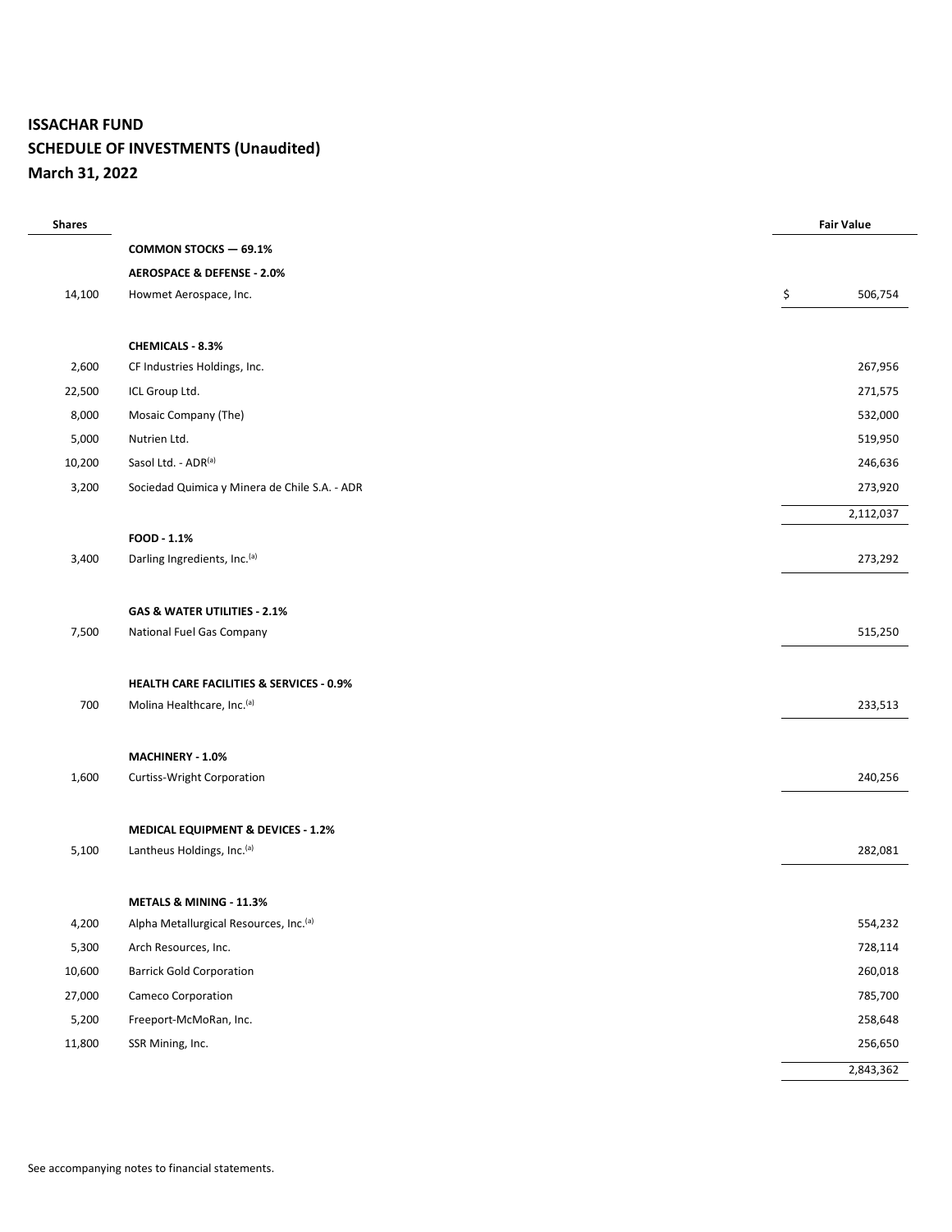# ISSACHAR FUND
## SCHEDULE OF INVESTMENTS (Unaudited)
## March 31, 2022

| Shares | | Fair Value |
|---|---|---|
| | **COMMON STOCKS — 69.1%** | |
| | **AEROSPACE & DEFENSE - 2.0%** | |
| 14,100 | Howmet Aerospace, Inc. | $ 506,754 |
| | | |
| | **CHEMICALS - 8.3%** | |
| 2,600 | CF Industries Holdings, Inc. | 267,956 |
| 22,500 | ICL Group Ltd. | 271,575 |
| 8,000 | Mosaic Company (The) | 532,000 |
| 5,000 | Nutrien Ltd. | 519,950 |
| 10,200 | Sasol Ltd. - ADR[(a)] | 246,636 |
| 3,200 | Sociedad Quimica y Minera de Chile S.A. - ADR | 273,920 |
| | | 2,112,037 |
| | **FOOD - 1.1%** | |
| 3,400 | Darling Ingredients, Inc.[(a)] | 273,292 |
| | | |
| | **GAS & WATER UTILITIES - 2.1%** | |
| 7,500 | National Fuel Gas Company | 515,250 |
| | | |
| | **HEALTH CARE FACILITIES & SERVICES - 0.9%** | |
| 700 | Molina Healthcare, Inc.[(a)] | 233,513 |
| | | |
| | **MACHINERY - 1.0%** | |
| 1,600 | Curtiss-Wright Corporation | 240,256 |
| | | |
| | **MEDICAL EQUIPMENT & DEVICES - 1.2%** | |
| 5,100 | Lantheus Holdings, Inc.[(a)] | 282,081 |
| | | |
| | **METALS & MINING - 11.3%** | |
| 4,200 | Alpha Metallurgical Resources, Inc.[(a)] | 554,232 |
| 5,300 | Arch Resources, Inc. | 728,114 |
| 10,600 | Barrick Gold Corporation | 260,018 |
| 27,000 | Cameco Corporation | 785,700 |
| 5,200 | Freeport-McMoRan, Inc. | 258,648 |
| 11,800 | SSR Mining, Inc. | 256,650 |
| | | 2,843,362 |

See accompanying notes to financial statements.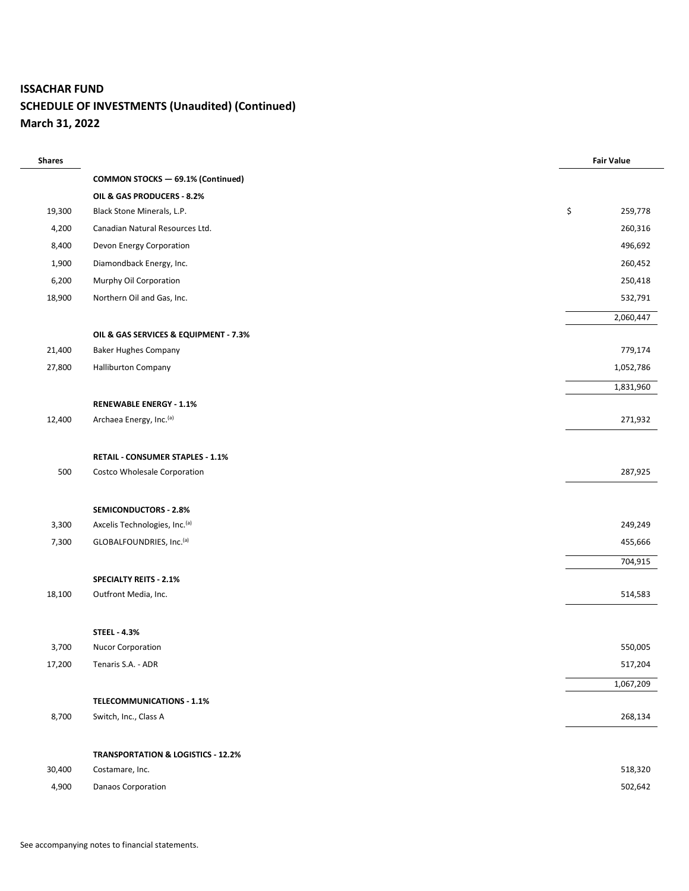## ISSACHAR FUND
## SCHEDULE OF INVESTMENTS (Unaudited) (Continued)
## March 31, 2022

| Shares | | Fair Value |
|---|---|---|
| | **COMMON STOCKS — 69.1% (Continued)** | |
| | **OIL & GAS PRODUCERS - 8.2%** | |
| 19,300 | Black Stone Minerals, L.P. | $ 259,778 |
| 4,200 | Canadian Natural Resources Ltd. | 260,316 |
| 8,400 | Devon Energy Corporation | 496,692 |
| 1,900 | Diamondback Energy, Inc. | 260,452 |
| 6,200 | Murphy Oil Corporation | 250,418 |
| 18,900 | Northern Oil and Gas, Inc. | 532,791 |
| | | 2,060,447 |
| | **OIL & GAS SERVICES & EQUIPMENT - 7.3%** | |
| 21,400 | Baker Hughes Company | 779,174 |
| 27,800 | Halliburton Company | 1,052,786 |
| | | 1,831,960 |
| | **RENEWABLE ENERGY - 1.1%** | |
| 12,400 | Archaea Energy, Inc.[(a)] | 271,932 |
| | **RETAIL - CONSUMER STAPLES - 1.1%** | |
| 500 | Costco Wholesale Corporation | 287,925 |
| | **SEMICONDUCTORS - 2.8%** | |
| 3,300 | Axcelis Technologies, Inc.[(a)] | 249,249 |
| 7,300 | GLOBALFOUNDRIES, Inc.[(a)] | 455,666 |
| | | 704,915 |
| | **SPECIALTY REITS - 2.1%** | |
| 18,100 | Outfront Media, Inc. | 514,583 |
| | **STEEL - 4.3%** | |
| 3,700 | Nucor Corporation | 550,005 |
| 17,200 | Tenaris S.A. - ADR | 517,204 |
| | | 1,067,209 |
| | **TELECOMMUNICATIONS - 1.1%** | |
| 8,700 | Switch, Inc., Class A | 268,134 |
| | **TRANSPORTATION & LOGISTICS - 12.2%** | |
| 30,400 | Costamare, Inc. | 518,320 |
| 4,900 | Danaos Corporation | 502,642 |

See accompanying notes to financial statements.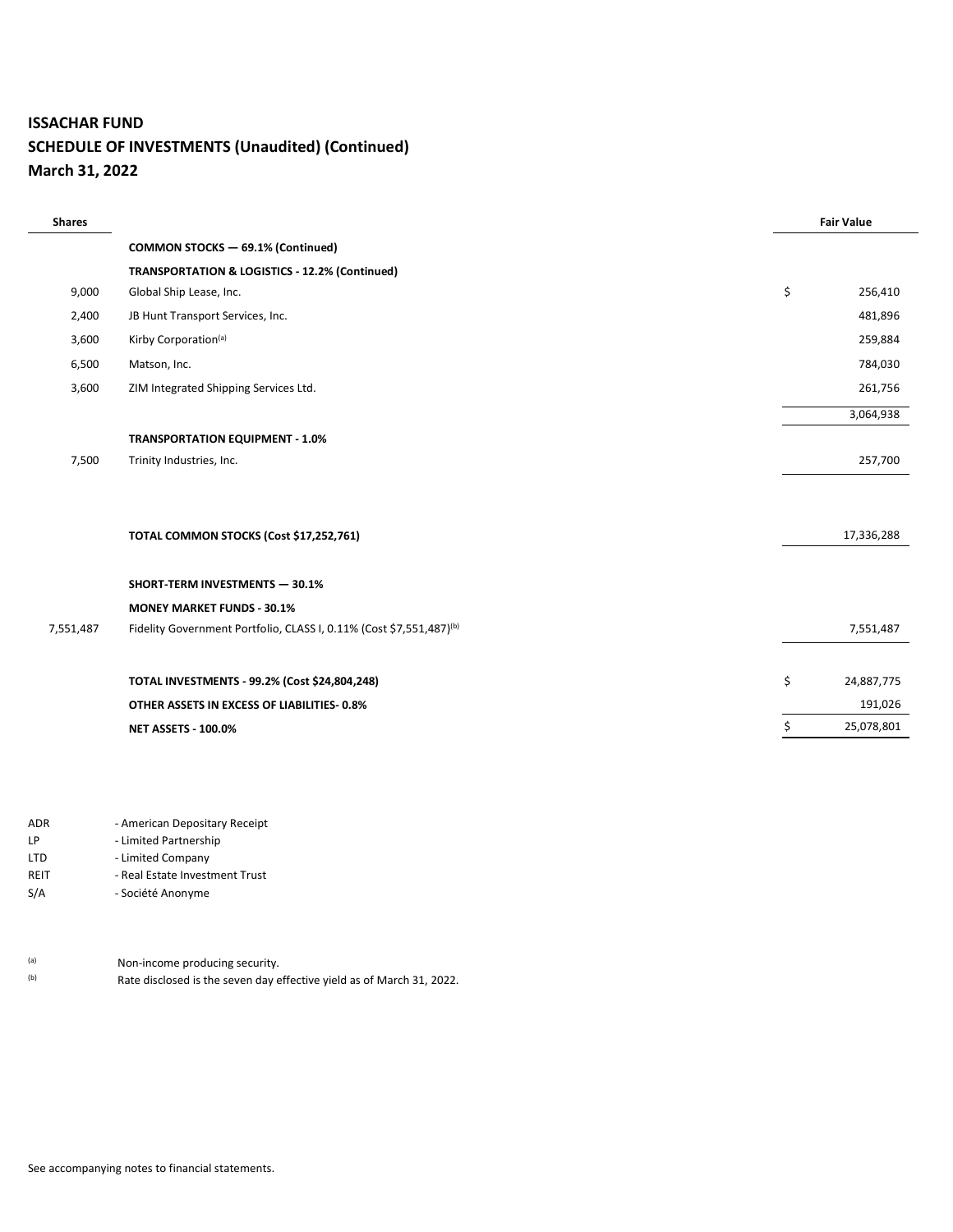**ISSACHAR FUND**
**SCHEDULE OF INVESTMENTS (Unaudited) (Continued)**
**March 31, 2022**

| Shares | | | Fair Value |
|---|---|---|---|
| | **COMMON STOCKS — 69.1% (Continued)** | | |
| | **TRANSPORTATION & LOGISTICS - 12.2% (Continued)** | | |
| 9,000 | Global Ship Lease, Inc. | $ | 256,410 |
| 2,400 | JB Hunt Transport Services, Inc. | | 481,896 |
| 3,600 | Kirby Corporation[(a)] | | 259,884 |
| 6,500 | Matson, Inc. | | 784,030 |
| 3,600 | ZIM Integrated Shipping Services Ltd. | | 261,756 |
| | | | 3,064,938 |
| | **TRANSPORTATION EQUIPMENT - 1.0%** | | |
| 7,500 | Trinity Industries, Inc. | | 257,700 |
| | | | |
| | **TOTAL COMMON STOCKS (Cost $17,252,761)** | | 17,336,288 |
| | | | |
| | **SHORT-TERM INVESTMENTS — 30.1%** | | |
| | **MONEY MARKET FUNDS - 30.1%** | | |
| 7,551,487 | Fidelity Government Portfolio, CLASS I, 0.11% (Cost $7,551,487)[(b)] | | 7,551,487 |
| | | | |
| | **TOTAL INVESTMENTS - 99.2% (Cost $24,804,248)** | $ | 24,887,775 |
| | **OTHER ASSETS IN EXCESS OF LIABILITIES- 0.8%** | | 191,026 |
| | **NET ASSETS - 100.0%** | $ | 25,078,801 |

ADR - American Depositary Receipt
LP - Limited Partnership
LTD - Limited Company
REIT - Real Estate Investment Trust
S/A - Société Anonyme

(a) Non-income producing security.
(b) Rate disclosed is the seven day effective yield as of March 31, 2022.

See accompanying notes to financial statements.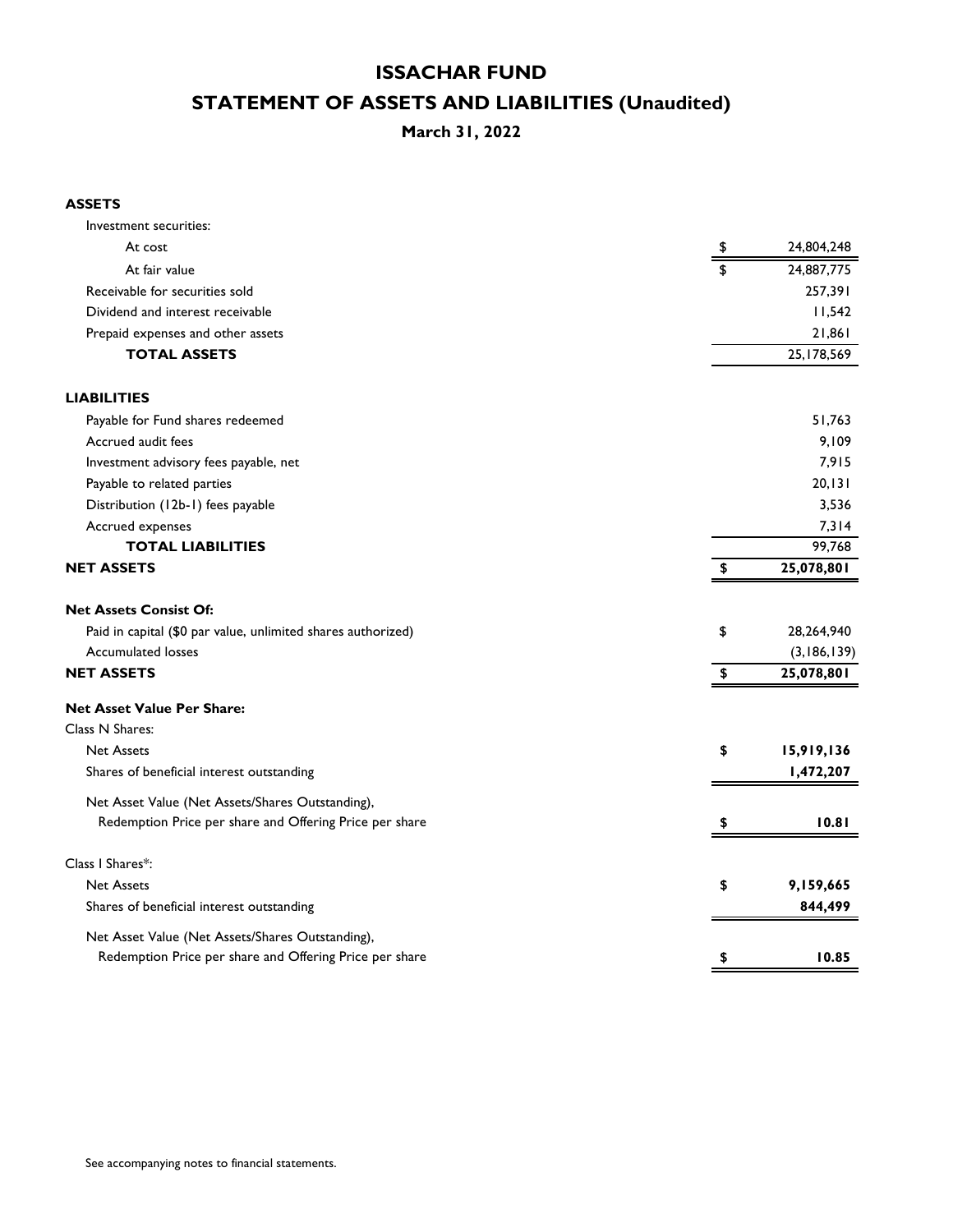# ISSACHAR FUND

## STATEMENT OF ASSETS AND LIABILITIES (Unaudited)

### March 31, 2022

| | |
|---|---|
| **ASSETS** | |
| Investment securities: | |
| At cost | $ 24,804,248 |
| At fair value | $ 24,887,775 |
| Receivable for securities sold | 257,391 |
| Dividend and interest receivable | 11,542 |
| Prepaid expenses and other assets | 21,861 |
| **TOTAL ASSETS** | 25,178,569 |
| | |
| **LIABILITIES** | |
| Payable for Fund shares redeemed | 51,763 |
| Accrued audit fees | 9,109 |
| Investment advisory fees payable, net | 7,915 |
| Payable to related parties | 20,131 |
| Distribution (12b-1) fees payable | 3,536 |
| Accrued expenses | 7,314 |
| **TOTAL LIABILITIES** | 99,768 |
| **NET ASSETS** | **$ 25,078,801** |
| | |
| **Net Assets Consist Of:** | |
| Paid in capital ($0 par value, unlimited shares authorized) | $ 28,264,940 |
| Accumulated losses | (3,186,139) |
| **NET ASSETS** | **$ 25,078,801** |
| | |
| **Net Asset Value Per Share:** | |
| Class N Shares: | |
| Net Assets | **$ 15,919,136** |
| Shares of beneficial interest outstanding | **1,472,207** |
| Net Asset Value (Net Assets/Shares Outstanding), Redemption Price per share and Offering Price per share | **$ 10.81** |
| | |
| Class I Shares*: | |
| Net Assets | **$ 9,159,665** |
| Shares of beneficial interest outstanding | **844,499** |
| Net Asset Value (Net Assets/Shares Outstanding), Redemption Price per share and Offering Price per share | **$ 10.85** |

See accompanying notes to financial statements.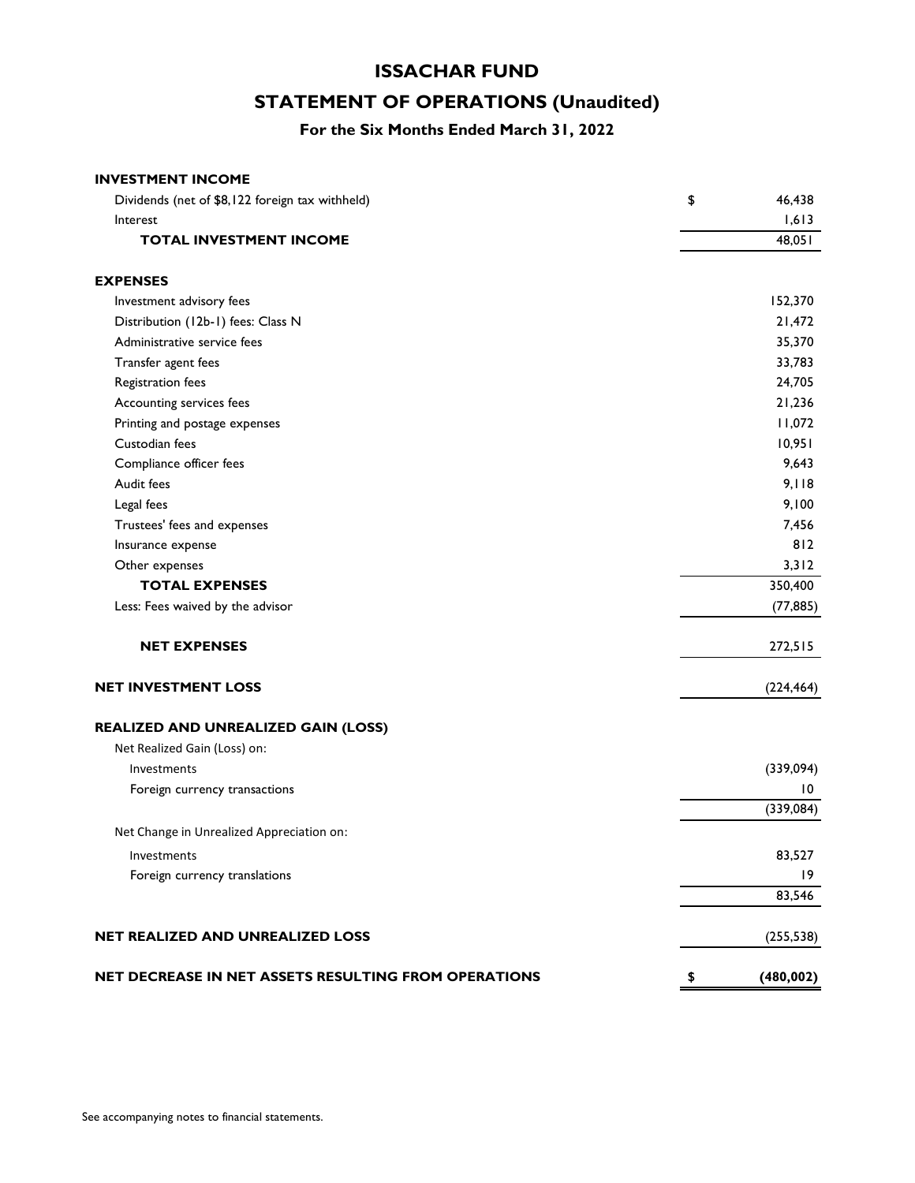# ISSACHAR FUND

## STATEMENT OF OPERATIONS (Unaudited)

### For the Six Months Ended March 31, 2022

| | |
|---|---|
| **INVESTMENT INCOME** | |
| Dividends (net of $8,122 foreign tax withheld) | $ 46,438 |
| Interest | 1,613 |
| **TOTAL INVESTMENT INCOME** | 48,051 |
| | |
| **EXPENSES** | |
| Investment advisory fees | 152,370 |
| Distribution (12b-1) fees: Class N | 21,472 |
| Administrative service fees | 35,370 |
| Transfer agent fees | 33,783 |
| Registration fees | 24,705 |
| Accounting services fees | 21,236 |
| Printing and postage expenses | 11,072 |
| Custodian fees | 10,951 |
| Compliance officer fees | 9,643 |
| Audit fees | 9,118 |
| Legal fees | 9,100 |
| Trustees' fees and expenses | 7,456 |
| Insurance expense | 812 |
| Other expenses | 3,312 |
| **TOTAL EXPENSES** | 350,400 |
| Less: Fees waived by the advisor | (77,885) |
| | |
| **NET EXPENSES** | 272,515 |
| | |
| **NET INVESTMENT LOSS** | (224,464) |
| | |
| **REALIZED AND UNREALIZED GAIN (LOSS)** | |
| Net Realized Gain (Loss) on: | |
| Investments | (339,094) |
| Foreign currency transactions | 10 |
| | (339,084) |
| Net Change in Unrealized Appreciation on: | |
| Investments | 83,527 |
| Foreign currency translations | 19 |
| | 83,546 |
| | |
| **NET REALIZED AND UNREALIZED LOSS** | (255,538) |
| | |
| **NET DECREASE IN NET ASSETS RESULTING FROM OPERATIONS** | **$ (480,002)** |

See accompanying notes to financial statements.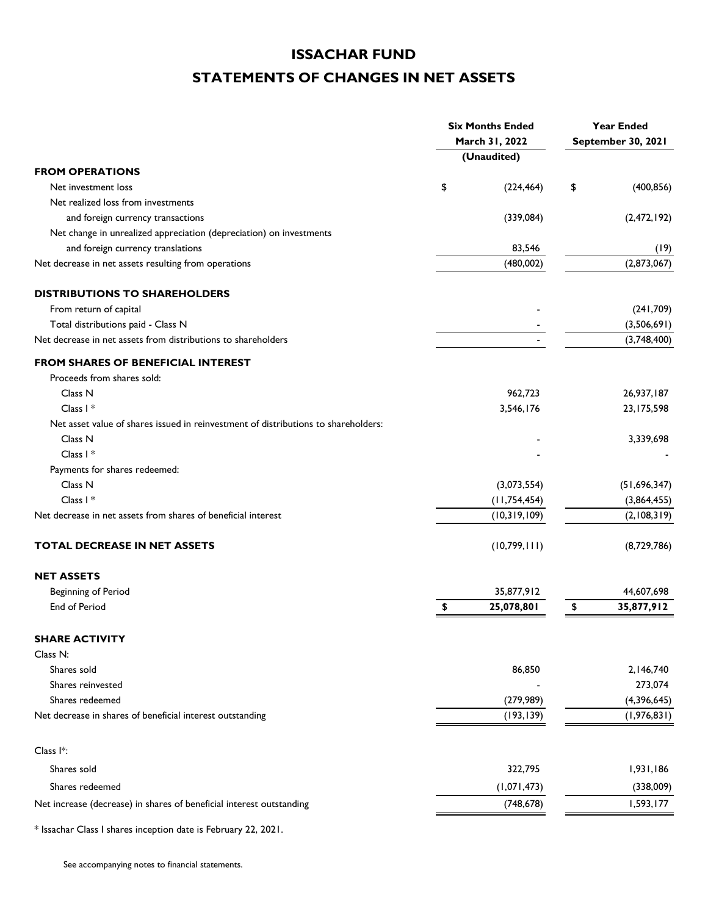# ISSACHAR FUND

## STATEMENTS OF CHANGES IN NET ASSETS

| | Six Months Ended March 31, 2022 (Unaudited) | Year Ended September 30, 2021 |
|---|---|---|
| **FROM OPERATIONS** | | |
| Net investment loss | $ (224,464) | $ (400,856) |
| Net realized loss from investments and foreign currency transactions | (339,084) | (2,472,192) |
| Net change in unrealized appreciation (depreciation) on investments and foreign currency translations | 83,546 | (19) |
| Net decrease in net assets resulting from operations | (480,002) | (2,873,067) |
| **DISTRIBUTIONS TO SHAREHOLDERS** | | |
| From return of capital | - | (241,709) |
| Total distributions paid - Class N | - | (3,506,691) |
| Net decrease in net assets from distributions to shareholders | - | (3,748,400) |
| **FROM SHARES OF BENEFICIAL INTEREST** | | |
| Proceeds from shares sold: | | |
| Class N | 962,723 | 26,937,187 |
| Class I * | 3,546,176 | 23,175,598 |
| Net asset value of shares issued in reinvestment of distributions to shareholders: | | |
| Class N | - | 3,339,698 |
| Class I * | - | - |
| Payments for shares redeemed: | | |
| Class N | (3,073,554) | (51,696,347) |
| Class I * | (11,754,454) | (3,864,455) |
| Net decrease in net assets from shares of beneficial interest | (10,319,109) | (2,108,319) |
| **TOTAL DECREASE IN NET ASSETS** | (10,799,111) | (8,729,786) |
| **NET ASSETS** | | |
| Beginning of Period | 35,877,912 | 44,607,698 |
| End of Period | **$ 25,078,801** | **$ 35,877,912** |
| **SHARE ACTIVITY** | | |
| Class N: | | |
| Shares sold | 86,850 | 2,146,740 |
| Shares reinvested | - | 273,074 |
| Shares redeemed | (279,989) | (4,396,645) |
| Net decrease in shares of beneficial interest outstanding | (193,139) | (1,976,831) |
| Class I*: | | |
| Shares sold | 322,795 | 1,931,186 |
| Shares redeemed | (1,071,473) | (338,009) |
| Net increase (decrease) in shares of beneficial interest outstanding | (748,678) | 1,593,177 |

\* Issachar Class I shares inception date is February 22, 2021.

See accompanying notes to financial statements.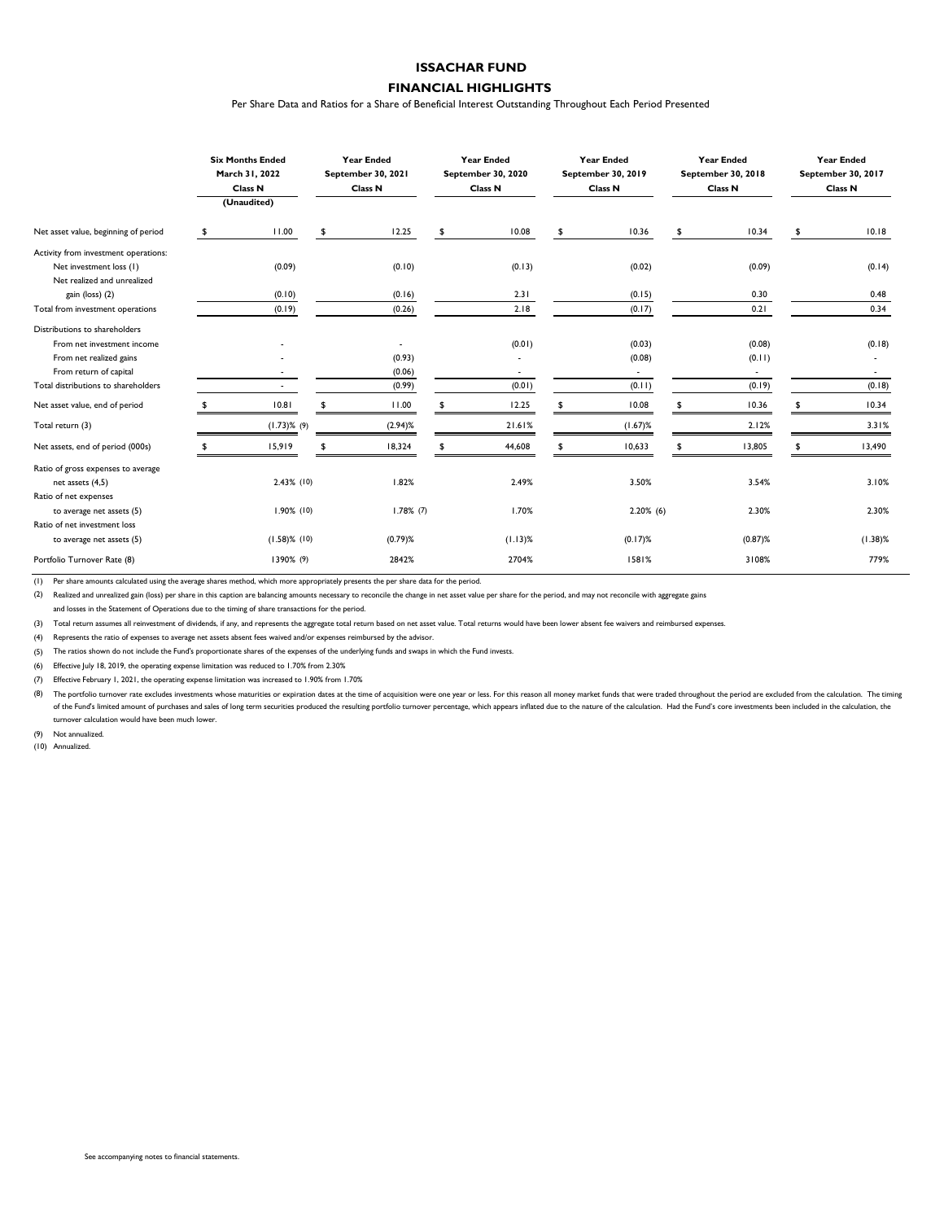# ISSACHAR FUND

## FINANCIAL HIGHLIGHTS

Per Share Data and Ratios for a Share of Beneficial Interest Outstanding Throughout Each Period Presented

| | Six Months Ended March 31, 2022 Class N (Unaudited) | Year Ended September 30, 2021 Class N | Year Ended September 30, 2020 Class N | Year Ended September 30, 2019 Class N | Year Ended September 30, 2018 Class N | Year Ended September 30, 2017 Class N |
|---|---|---|---|---|---|---|
| Net asset value, beginning of period | $ 11.00 | $ 12.25 | $ 10.08 | $ 10.36 | $ 10.34 | $ 10.18 |
| Activity from investment operations: | | | | | | |
| Net investment loss (1) | (0.09) | (0.10) | (0.13) | (0.02) | (0.09) | (0.14) |
| Net realized and unrealized gain (loss) (2) | (0.10) | (0.16) | 2.31 | (0.15) | 0.30 | 0.48 |
| Total from investment operations | (0.19) | (0.26) | 2.18 | (0.17) | 0.21 | 0.34 |
| Distributions to shareholders | | | | | | |
| From net investment income | - | - | (0.01) | (0.03) | (0.08) | (0.18) |
| From net realized gains | - | (0.93) | - | (0.08) | (0.11) | - |
| From return of capital | - | (0.06) | - | - | - | - |
| Total distributions to shareholders | - | (0.99) | (0.01) | (0.11) | (0.19) | (0.18) |
| Net asset value, end of period | $ 10.81 | $ 11.00 | $ 12.25 | $ 10.08 | $ 10.36 | $ 10.34 |
| Total return (3) | (1.73)% (9) | (2.94)% | 21.61% | (1.67)% | 2.12% | 3.31% |
| Net assets, end of period (000s) | $ 15,919 | $ 18,324 | $ 44,608 | $ 10,633 | $ 13,805 | $ 13,490 |
| Ratio of gross expenses to average net assets (4,5) | 2.43% (10) | 1.82% | 2.49% | 3.50% | 3.54% | 3.10% |
| Ratio of net expenses to average net assets (5) | 1.90% (10) | 1.78% (7) | 1.70% | 2.20% (6) | 2.30% | 2.30% |
| Ratio of net investment loss to average net assets (5) | (1.58)% (10) | (0.79)% | (1.13)% | (0.17)% | (0.87)% | (1.38)% |
| Portfolio Turnover Rate (8) | 1390% (9) | 2842% | 2704% | 1581% | 3108% | 779% |

(1) Per share amounts calculated using the average shares method, which more appropriately presents the per share data for the period.

(2) Realized and unrealized gain (loss) per share in this caption are balancing amounts necessary to reconcile the change in net asset value per share for the period, and may not reconcile with aggregate gains and losses in the Statement of Operations due to the timing of share transactions for the period.

(3) Total return assumes all reinvestment of dividends, if any, and represents the aggregate total return based on net asset value. Total returns would have been lower absent fee waivers and reimbursed expenses.

(4) Represents the ratio of expenses to average net assets absent fees waived and/or expenses reimbursed by the advisor.

(5) The ratios shown do not include the Fund's proportionate shares of the expenses of the underlying funds and swaps in which the Fund invests.

(6) Effective July 18, 2019, the operating expense limitation was reduced to 1.70% from 2.30%

(7) Effective February 1, 2021, the operating expense limitation was increased to 1.90% from 1.70%

(8) The portfolio turnover rate excludes investments whose maturities or expiration dates at the time of acquisition were one year or less. For this reason all money market funds that were traded throughout the period are excluded from the calculation. The timing of the Fund's limited amount of purchases and sales of long term securities produced the resulting portfolio turnover percentage, which appears inflated due to the nature of the calculation. Had the Fund's core investments been included in the calculation, the turnover calculation would have been much lower.

(9) Not annualized.

(10) Annualized.

See accompanying notes to financial statements.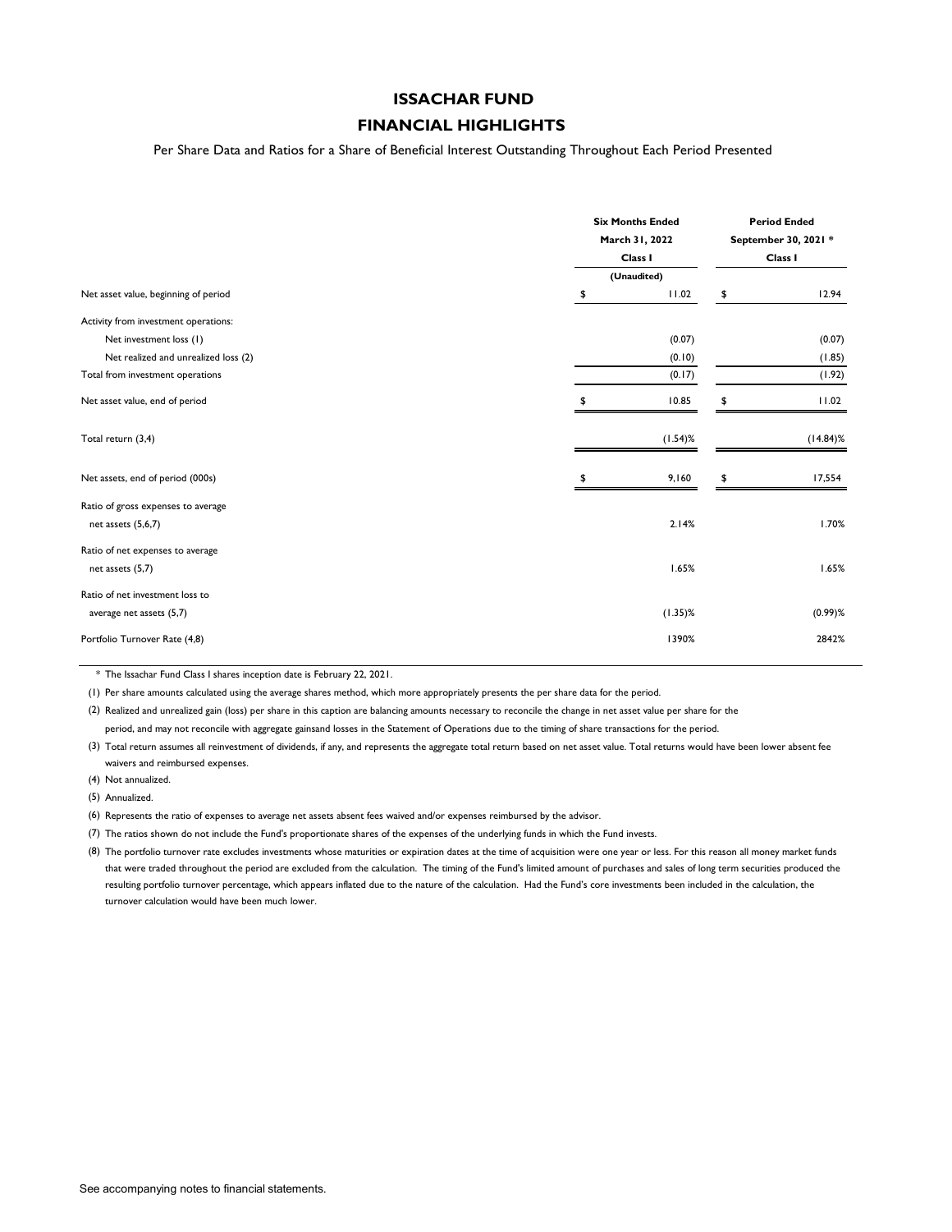# ISSACHAR FUND

## FINANCIAL HIGHLIGHTS

Per Share Data and Ratios for a Share of Beneficial Interest Outstanding Throughout Each Period Presented

| | Six Months Ended March 31, 2022 Class I (Unaudited) | Period Ended September 30, 2021 * Class I |
|---|---|---|
| Net asset value, beginning of period | $ 11.02 | $ 12.94 |
| Activity from investment operations: | | |
| Net investment loss (1) | (0.07) | (0.07) |
| Net realized and unrealized loss (2) | (0.10) | (1.85) |
| Total from investment operations | (0.17) | (1.92) |
| Net asset value, end of period | $ 10.85 | $ 11.02 |
| Total return (3,4) | (1.54)% | (14.84)% |
| Net assets, end of period (000s) | $ 9,160 | $ 17,554 |
| Ratio of gross expenses to average net assets (5,6,7) | 2.14% | 1.70% |
| Ratio of net expenses to average net assets (5,7) | 1.65% | 1.65% |
| Ratio of net investment loss to average net assets (5,7) | (1.35)% | (0.99)% |
| Portfolio Turnover Rate (4,8) | 1390% | 2842% |

* The Issachar Fund Class I shares inception date is February 22, 2021.

(1) Per share amounts calculated using the average shares method, which more appropriately presents the per share data for the period.

(2) Realized and unrealized gain (loss) per share in this caption are balancing amounts necessary to reconcile the change in net asset value per share for the period, and may not reconcile with aggregate gainsand losses in the Statement of Operations due to the timing of share transactions for the period.

(3) Total return assumes all reinvestment of dividends, if any, and represents the aggregate total return based on net asset value. Total returns would have been lower absent fee waivers and reimbursed expenses.

(4) Not annualized.

(5) Annualized.

(6) Represents the ratio of expenses to average net assets absent fees waived and/or expenses reimbursed by the advisor.

(7) The ratios shown do not include the Fund's proportionate shares of the expenses of the underlying funds in which the Fund invests.

(8) The portfolio turnover rate excludes investments whose maturities or expiration dates at the time of acquisition were one year or less. For this reason all money market funds that were traded throughout the period are excluded from the calculation. The timing of the Fund's limited amount of purchases and sales of long term securities produced the resulting portfolio turnover percentage, which appears inflated due to the nature of the calculation. Had the Fund's core investments been included in the calculation, the turnover calculation would have been much lower.

See accompanying notes to financial statements.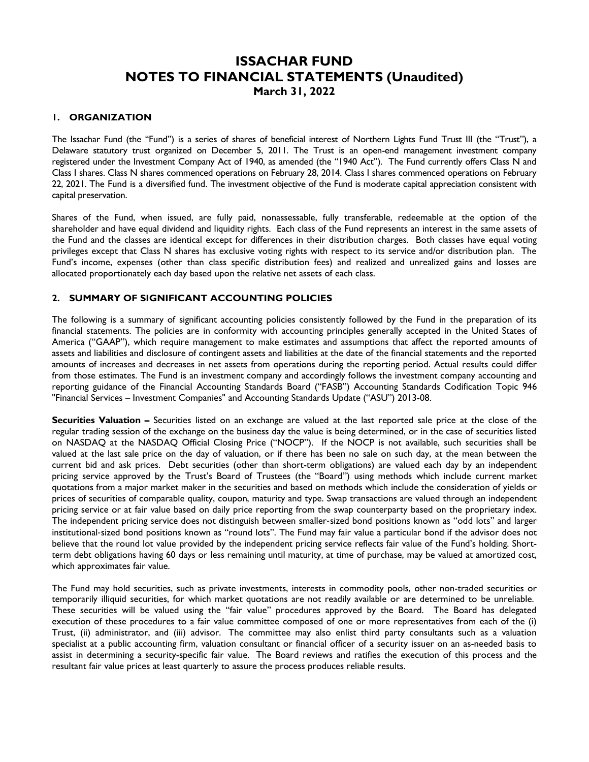# ISSACHAR FUND
# NOTES TO FINANCIAL STATEMENTS (Unaudited)
### March 31, 2022

## 1. ORGANIZATION

The Issachar Fund (the "Fund") is a series of shares of beneficial interest of Northern Lights Fund Trust III (the "Trust"), a Delaware statutory trust organized on December 5, 2011. The Trust is an open-end management investment company registered under the Investment Company Act of 1940, as amended (the "1940 Act"). The Fund currently offers Class N and Class I shares. Class N shares commenced operations on February 28, 2014. Class I shares commenced operations on February 22, 2021. The Fund is a diversified fund. The investment objective of the Fund is moderate capital appreciation consistent with capital preservation.

Shares of the Fund, when issued, are fully paid, nonassessable, fully transferable, redeemable at the option of the shareholder and have equal dividend and liquidity rights. Each class of the Fund represents an interest in the same assets of the Fund and the classes are identical except for differences in their distribution charges. Both classes have equal voting privileges except that Class N shares has exclusive voting rights with respect to its service and/or distribution plan. The Fund's income, expenses (other than class specific distribution fees) and realized and unrealized gains and losses are allocated proportionately each day based upon the relative net assets of each class.

## 2. SUMMARY OF SIGNIFICANT ACCOUNTING POLICIES

The following is a summary of significant accounting policies consistently followed by the Fund in the preparation of its financial statements. The policies are in conformity with accounting principles generally accepted in the United States of America ("GAAP"), which require management to make estimates and assumptions that affect the reported amounts of assets and liabilities and disclosure of contingent assets and liabilities at the date of the financial statements and the reported amounts of increases and decreases in net assets from operations during the reporting period. Actual results could differ from those estimates. The Fund is an investment company and accordingly follows the investment company accounting and reporting guidance of the Financial Accounting Standards Board ("FASB") Accounting Standards Codification Topic 946 "Financial Services – Investment Companies" and Accounting Standards Update ("ASU") 2013-08.

**Securities Valuation –** Securities listed on an exchange are valued at the last reported sale price at the close of the regular trading session of the exchange on the business day the value is being determined, or in the case of securities listed on NASDAQ at the NASDAQ Official Closing Price ("NOCP"). If the NOCP is not available, such securities shall be valued at the last sale price on the day of valuation, or if there has been no sale on such day, at the mean between the current bid and ask prices. Debt securities (other than short-term obligations) are valued each day by an independent pricing service approved by the Trust's Board of Trustees (the "Board") using methods which include current market quotations from a major market maker in the securities and based on methods which include the consideration of yields or prices of securities of comparable quality, coupon, maturity and type. Swap transactions are valued through an independent pricing service or at fair value based on daily price reporting from the swap counterparty based on the proprietary index. The independent pricing service does not distinguish between smaller-sized bond positions known as "odd lots" and larger institutional-sized bond positions known as "round lots". The Fund may fair value a particular bond if the advisor does not believe that the round lot value provided by the independent pricing service reflects fair value of the Fund's holding. Short-term debt obligations having 60 days or less remaining until maturity, at time of purchase, may be valued at amortized cost, which approximates fair value.

The Fund may hold securities, such as private investments, interests in commodity pools, other non-traded securities or temporarily illiquid securities, for which market quotations are not readily available or are determined to be unreliable. These securities will be valued using the "fair value" procedures approved by the Board. The Board has delegated execution of these procedures to a fair value committee composed of one or more representatives from each of the (i) Trust, (ii) administrator, and (iii) advisor. The committee may also enlist third party consultants such as a valuation specialist at a public accounting firm, valuation consultant or financial officer of a security issuer on an as-needed basis to assist in determining a security-specific fair value. The Board reviews and ratifies the execution of this process and the resultant fair value prices at least quarterly to assure the process produces reliable results.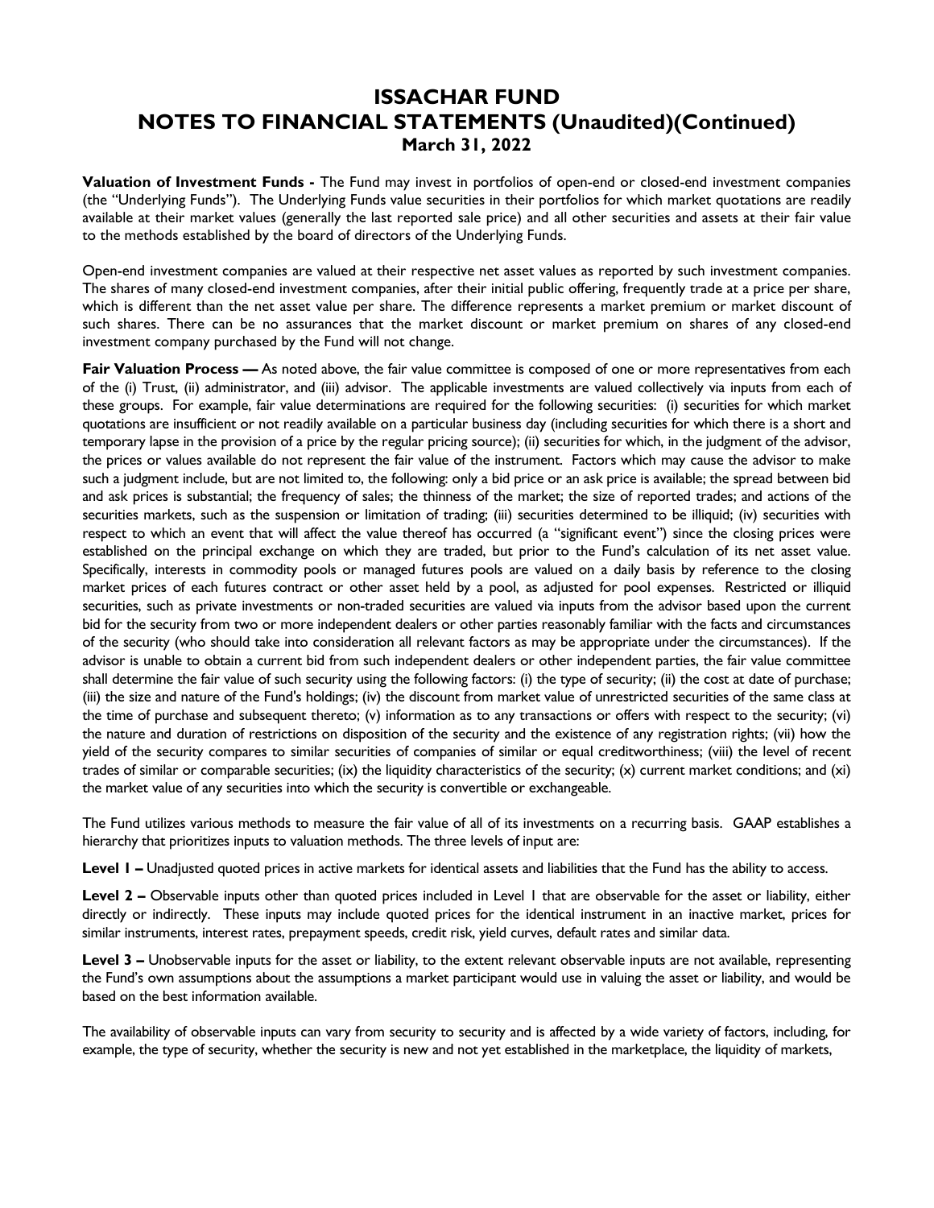# ISSACHAR FUND
## NOTES TO FINANCIAL STATEMENTS (Unaudited)(Continued)
### March 31, 2022

**Valuation of Investment Funds -** The Fund may invest in portfolios of open-end or closed-end investment companies (the "Underlying Funds"). The Underlying Funds value securities in their portfolios for which market quotations are readily available at their market values (generally the last reported sale price) and all other securities and assets at their fair value to the methods established by the board of directors of the Underlying Funds.

Open-end investment companies are valued at their respective net asset values as reported by such investment companies. The shares of many closed-end investment companies, after their initial public offering, frequently trade at a price per share, which is different than the net asset value per share. The difference represents a market premium or market discount of such shares. There can be no assurances that the market discount or market premium on shares of any closed-end investment company purchased by the Fund will not change.

**Fair Valuation Process —** As noted above, the fair value committee is composed of one or more representatives from each of the (i) Trust, (ii) administrator, and (iii) advisor. The applicable investments are valued collectively via inputs from each of these groups. For example, fair value determinations are required for the following securities: (i) securities for which market quotations are insufficient or not readily available on a particular business day (including securities for which there is a short and temporary lapse in the provision of a price by the regular pricing source); (ii) securities for which, in the judgment of the advisor, the prices or values available do not represent the fair value of the instrument. Factors which may cause the advisor to make such a judgment include, but are not limited to, the following: only a bid price or an ask price is available; the spread between bid and ask prices is substantial; the frequency of sales; the thinness of the market; the size of reported trades; and actions of the securities markets, such as the suspension or limitation of trading; (iii) securities determined to be illiquid; (iv) securities with respect to which an event that will affect the value thereof has occurred (a "significant event") since the closing prices were established on the principal exchange on which they are traded, but prior to the Fund's calculation of its net asset value. Specifically, interests in commodity pools or managed futures pools are valued on a daily basis by reference to the closing market prices of each futures contract or other asset held by a pool, as adjusted for pool expenses. Restricted or illiquid securities, such as private investments or non-traded securities are valued via inputs from the advisor based upon the current bid for the security from two or more independent dealers or other parties reasonably familiar with the facts and circumstances of the security (who should take into consideration all relevant factors as may be appropriate under the circumstances). If the advisor is unable to obtain a current bid from such independent dealers or other independent parties, the fair value committee shall determine the fair value of such security using the following factors: (i) the type of security; (ii) the cost at date of purchase; (iii) the size and nature of the Fund's holdings; (iv) the discount from market value of unrestricted securities of the same class at the time of purchase and subsequent thereto; (v) information as to any transactions or offers with respect to the security; (vi) the nature and duration of restrictions on disposition of the security and the existence of any registration rights; (vii) how the yield of the security compares to similar securities of companies of similar or equal creditworthiness; (viii) the level of recent trades of similar or comparable securities; (ix) the liquidity characteristics of the security; (x) current market conditions; and (xi) the market value of any securities into which the security is convertible or exchangeable.

The Fund utilizes various methods to measure the fair value of all of its investments on a recurring basis. GAAP establishes a hierarchy that prioritizes inputs to valuation methods. The three levels of input are:

**Level 1 –** Unadjusted quoted prices in active markets for identical assets and liabilities that the Fund has the ability to access.

**Level 2 –** Observable inputs other than quoted prices included in Level 1 that are observable for the asset or liability, either directly or indirectly. These inputs may include quoted prices for the identical instrument in an inactive market, prices for similar instruments, interest rates, prepayment speeds, credit risk, yield curves, default rates and similar data.

**Level 3 –** Unobservable inputs for the asset or liability, to the extent relevant observable inputs are not available, representing the Fund's own assumptions about the assumptions a market participant would use in valuing the asset or liability, and would be based on the best information available.

The availability of observable inputs can vary from security to security and is affected by a wide variety of factors, including, for example, the type of security, whether the security is new and not yet established in the marketplace, the liquidity of markets,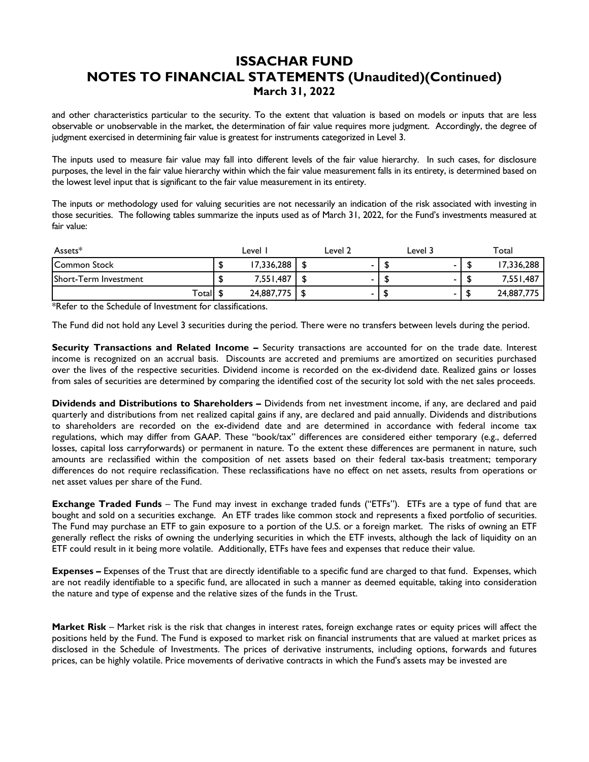# ISSACHAR FUND
# NOTES TO FINANCIAL STATEMENTS (Unaudited)(Continued)
## March 31, 2022

and other characteristics particular to the security. To the extent that valuation is based on models or inputs that are less observable or unobservable in the market, the determination of fair value requires more judgment. Accordingly, the degree of judgment exercised in determining fair value is greatest for instruments categorized in Level 3.

The inputs used to measure fair value may fall into different levels of the fair value hierarchy. In such cases, for disclosure purposes, the level in the fair value hierarchy within which the fair value measurement falls in its entirety, is determined based on the lowest level input that is significant to the fair value measurement in its entirety.

The inputs or methodology used for valuing securities are not necessarily an indication of the risk associated with investing in those securities. The following tables summarize the inputs used as of March 31, 2022, for the Fund's investments measured at fair value:

| Assets* | Level 1 | Level 2 | Level 3 | Total |
|---|---|---|---|---|
| Common Stock | $ 17,336,288 | $ - | $ - | $ 17,336,288 |
| Short-Term Investment | $ 7,551,487 | $ - | $ - | $ 7,551,487 |
| Total | $ 24,887,775 | $ - | $ - | $ 24,887,775 |

*Refer to the Schedule of Investment for classifications.

The Fund did not hold any Level 3 securities during the period. There were no transfers between levels during the period.

**Security Transactions and Related Income –** Security transactions are accounted for on the trade date. Interest income is recognized on an accrual basis. Discounts are accreted and premiums are amortized on securities purchased over the lives of the respective securities. Dividend income is recorded on the ex-dividend date. Realized gains or losses from sales of securities are determined by comparing the identified cost of the security lot sold with the net sales proceeds.

**Dividends and Distributions to Shareholders –** Dividends from net investment income, if any, are declared and paid quarterly and distributions from net realized capital gains if any, are declared and paid annually. Dividends and distributions to shareholders are recorded on the ex-dividend date and are determined in accordance with federal income tax regulations, which may differ from GAAP. These "book/tax" differences are considered either temporary (e.g., deferred losses, capital loss carryforwards) or permanent in nature. To the extent these differences are permanent in nature, such amounts are reclassified within the composition of net assets based on their federal tax-basis treatment; temporary differences do not require reclassification. These reclassifications have no effect on net assets, results from operations or net asset values per share of the Fund.

**Exchange Traded Funds** – The Fund may invest in exchange traded funds ("ETFs"). ETFs are a type of fund that are bought and sold on a securities exchange. An ETF trades like common stock and represents a fixed portfolio of securities. The Fund may purchase an ETF to gain exposure to a portion of the U.S. or a foreign market. The risks of owning an ETF generally reflect the risks of owning the underlying securities in which the ETF invests, although the lack of liquidity on an ETF could result in it being more volatile. Additionally, ETFs have fees and expenses that reduce their value.

**Expenses –** Expenses of the Trust that are directly identifiable to a specific fund are charged to that fund. Expenses, which are not readily identifiable to a specific fund, are allocated in such a manner as deemed equitable, taking into consideration the nature and type of expense and the relative sizes of the funds in the Trust.

**Market Risk** – Market risk is the risk that changes in interest rates, foreign exchange rates or equity prices will affect the positions held by the Fund. The Fund is exposed to market risk on financial instruments that are valued at market prices as disclosed in the Schedule of Investments. The prices of derivative instruments, including options, forwards and futures prices, can be highly volatile. Price movements of derivative contracts in which the Fund's assets may be invested are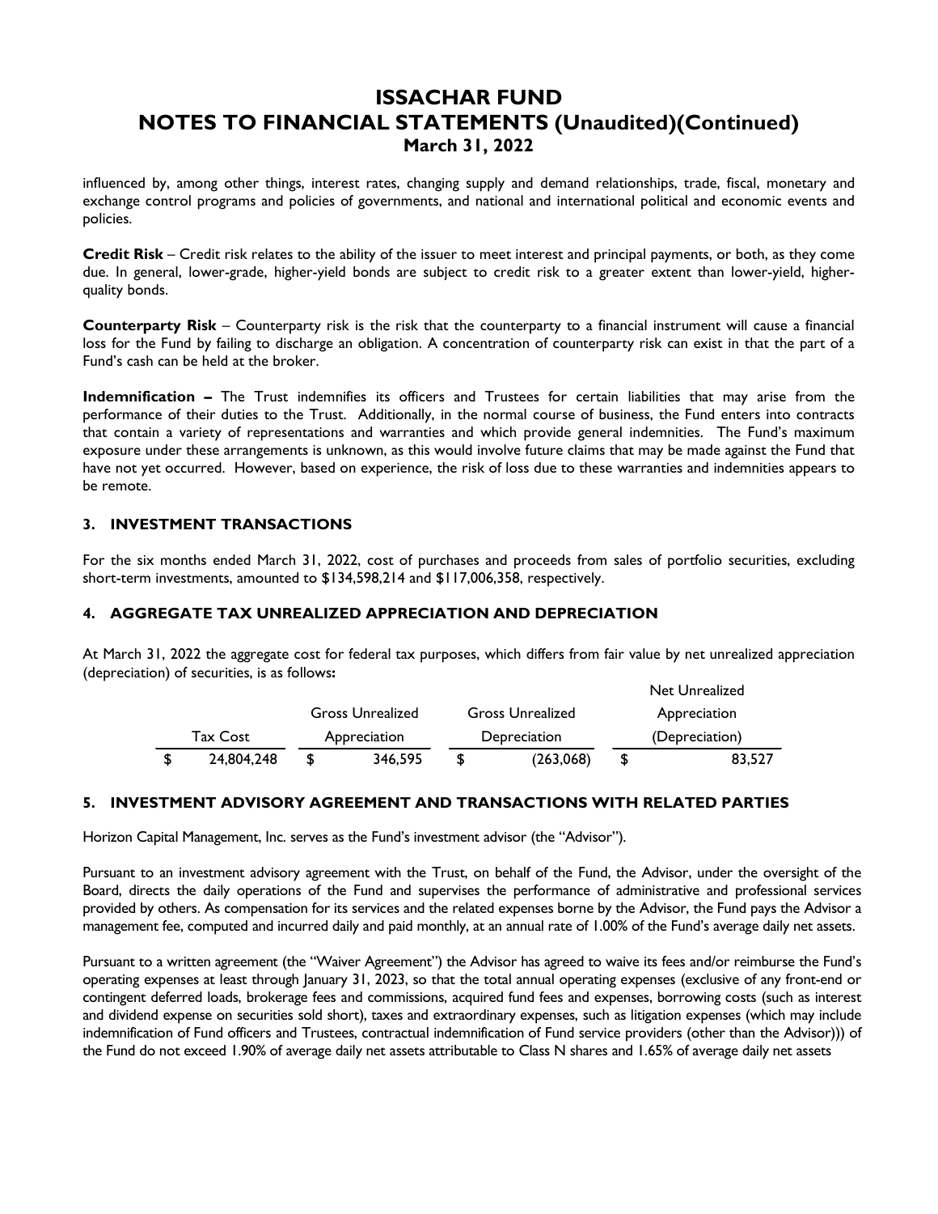# ISSACHAR FUND
# NOTES TO FINANCIAL STATEMENTS (Unaudited)(Continued)
## March 31, 2022

influenced by, among other things, interest rates, changing supply and demand relationships, trade, fiscal, monetary and exchange control programs and policies of governments, and national and international political and economic events and policies.

**Credit Risk** – Credit risk relates to the ability of the issuer to meet interest and principal payments, or both, as they come due. In general, lower-grade, higher-yield bonds are subject to credit risk to a greater extent than lower-yield, higher-quality bonds.

**Counterparty Risk** – Counterparty risk is the risk that the counterparty to a financial instrument will cause a financial loss for the Fund by failing to discharge an obligation. A concentration of counterparty risk can exist in that the part of a Fund's cash can be held at the broker.

**Indemnification –** The Trust indemnifies its officers and Trustees for certain liabilities that may arise from the performance of their duties to the Trust. Additionally, in the normal course of business, the Fund enters into contracts that contain a variety of representations and warranties and which provide general indemnities. The Fund's maximum exposure under these arrangements is unknown, as this would involve future claims that may be made against the Fund that have not yet occurred. However, based on experience, the risk of loss due to these warranties and indemnities appears to be remote.

### 3. INVESTMENT TRANSACTIONS

For the six months ended March 31, 2022, cost of purchases and proceeds from sales of portfolio securities, excluding short-term investments, amounted to $134,598,214 and $117,006,358, respectively.

### 4. AGGREGATE TAX UNREALIZED APPRECIATION AND DEPRECIATION

At March 31, 2022 the aggregate cost for federal tax purposes, which differs from fair value by net unrealized appreciation (depreciation) of securities, is as follows**:**

| Tax Cost | Gross Unrealized Appreciation | Gross Unrealized Depreciation | Net Unrealized Appreciation (Depreciation) |
|---|---|---|---|
| $ 24,804,248 | $ 346,595 | $ (263,068) | $ 83,527 |

### 5. INVESTMENT ADVISORY AGREEMENT AND TRANSACTIONS WITH RELATED PARTIES

Horizon Capital Management, Inc. serves as the Fund's investment advisor (the "Advisor").

Pursuant to an investment advisory agreement with the Trust, on behalf of the Fund, the Advisor, under the oversight of the Board, directs the daily operations of the Fund and supervises the performance of administrative and professional services provided by others. As compensation for its services and the related expenses borne by the Advisor, the Fund pays the Advisor a management fee, computed and incurred daily and paid monthly, at an annual rate of 1.00% of the Fund's average daily net assets.

Pursuant to a written agreement (the "Waiver Agreement") the Advisor has agreed to waive its fees and/or reimburse the Fund's operating expenses at least through January 31, 2023, so that the total annual operating expenses (exclusive of any front-end or contingent deferred loads, brokerage fees and commissions, acquired fund fees and expenses, borrowing costs (such as interest and dividend expense on securities sold short), taxes and extraordinary expenses, such as litigation expenses (which may include indemnification of Fund officers and Trustees, contractual indemnification of Fund service providers (other than the Advisor))) of the Fund do not exceed 1.90% of average daily net assets attributable to Class N shares and 1.65% of average daily net assets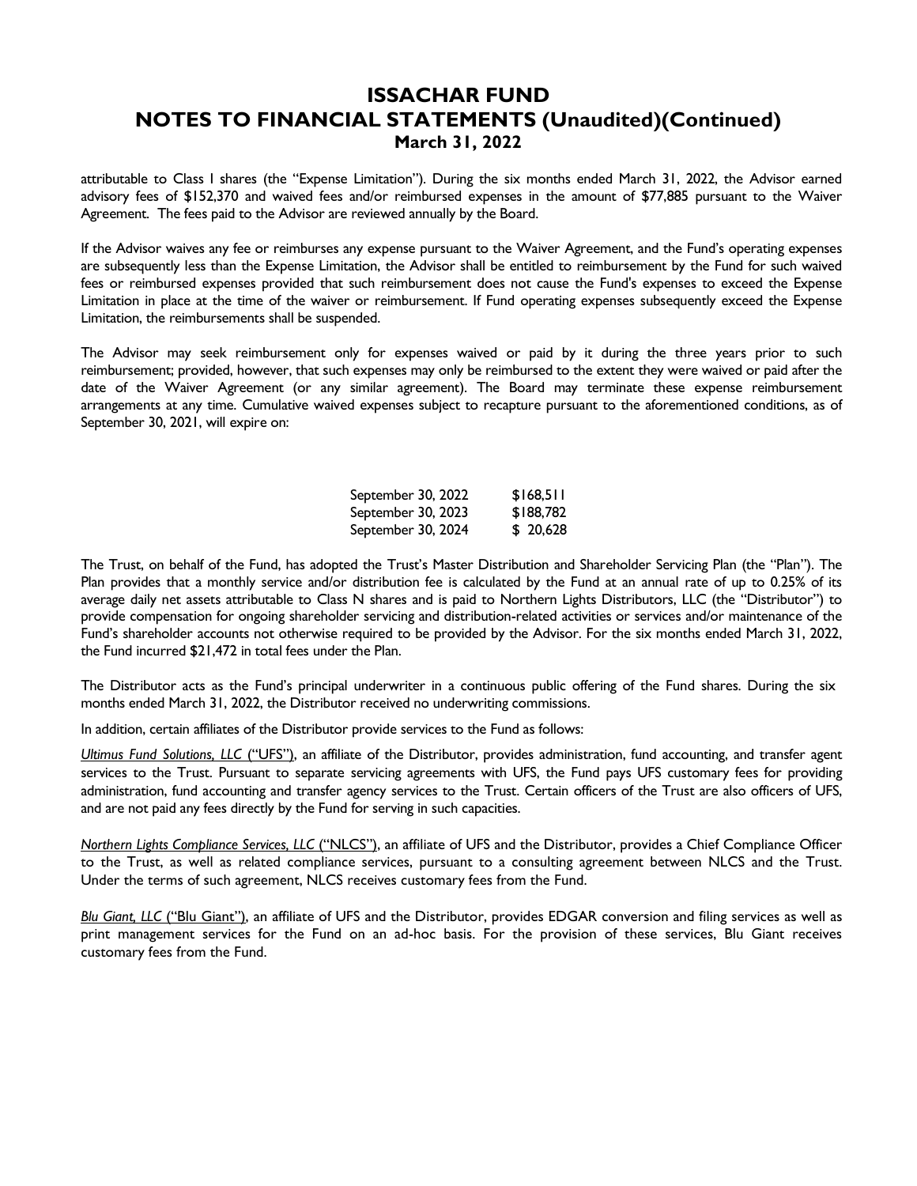# ISSACHAR FUND
## NOTES TO FINANCIAL STATEMENTS (Unaudited)(Continued)
### March 31, 2022

attributable to Class I shares (the "Expense Limitation"). During the six months ended March 31, 2022, the Advisor earned advisory fees of $152,370 and waived fees and/or reimbursed expenses in the amount of $77,885 pursuant to the Waiver Agreement. The fees paid to the Advisor are reviewed annually by the Board.

If the Advisor waives any fee or reimburses any expense pursuant to the Waiver Agreement, and the Fund's operating expenses are subsequently less than the Expense Limitation, the Advisor shall be entitled to reimbursement by the Fund for such waived fees or reimbursed expenses provided that such reimbursement does not cause the Fund's expenses to exceed the Expense Limitation in place at the time of the waiver or reimbursement. If Fund operating expenses subsequently exceed the Expense Limitation, the reimbursements shall be suspended.

The Advisor may seek reimbursement only for expenses waived or paid by it during the three years prior to such reimbursement; provided, however, that such expenses may only be reimbursed to the extent they were waived or paid after the date of the Waiver Agreement (or any similar agreement). The Board may terminate these expense reimbursement arrangements at any time. Cumulative waived expenses subject to recapture pursuant to the aforementioned conditions, as of September 30, 2021, will expire on:

| | |
|---|---|
| September 30, 2022 | $168,511 |
| September 30, 2023 | $188,782 |
| September 30, 2024 | $ 20,628 |

The Trust, on behalf of the Fund, has adopted the Trust's Master Distribution and Shareholder Servicing Plan (the "Plan"). The Plan provides that a monthly service and/or distribution fee is calculated by the Fund at an annual rate of up to 0.25% of its average daily net assets attributable to Class N shares and is paid to Northern Lights Distributors, LLC (the "Distributor") to provide compensation for ongoing shareholder servicing and distribution-related activities or services and/or maintenance of the Fund's shareholder accounts not otherwise required to be provided by the Advisor. For the six months ended March 31, 2022, the Fund incurred $21,472 in total fees under the Plan.

The Distributor acts as the Fund's principal underwriter in a continuous public offering of the Fund shares. During the six months ended March 31, 2022, the Distributor received no underwriting commissions.

In addition, certain affiliates of the Distributor provide services to the Fund as follows:

*Ultimus Fund Solutions, LLC* ("UFS"), an affiliate of the Distributor, provides administration, fund accounting, and transfer agent services to the Trust. Pursuant to separate servicing agreements with UFS, the Fund pays UFS customary fees for providing administration, fund accounting and transfer agency services to the Trust. Certain officers of the Trust are also officers of UFS, and are not paid any fees directly by the Fund for serving in such capacities.

*Northern Lights Compliance Services, LLC* ("NLCS"), an affiliate of UFS and the Distributor, provides a Chief Compliance Officer to the Trust, as well as related compliance services, pursuant to a consulting agreement between NLCS and the Trust. Under the terms of such agreement, NLCS receives customary fees from the Fund.

*Blu Giant, LLC* ("Blu Giant"), an affiliate of UFS and the Distributor, provides EDGAR conversion and filing services as well as print management services for the Fund on an ad-hoc basis. For the provision of these services, Blu Giant receives customary fees from the Fund.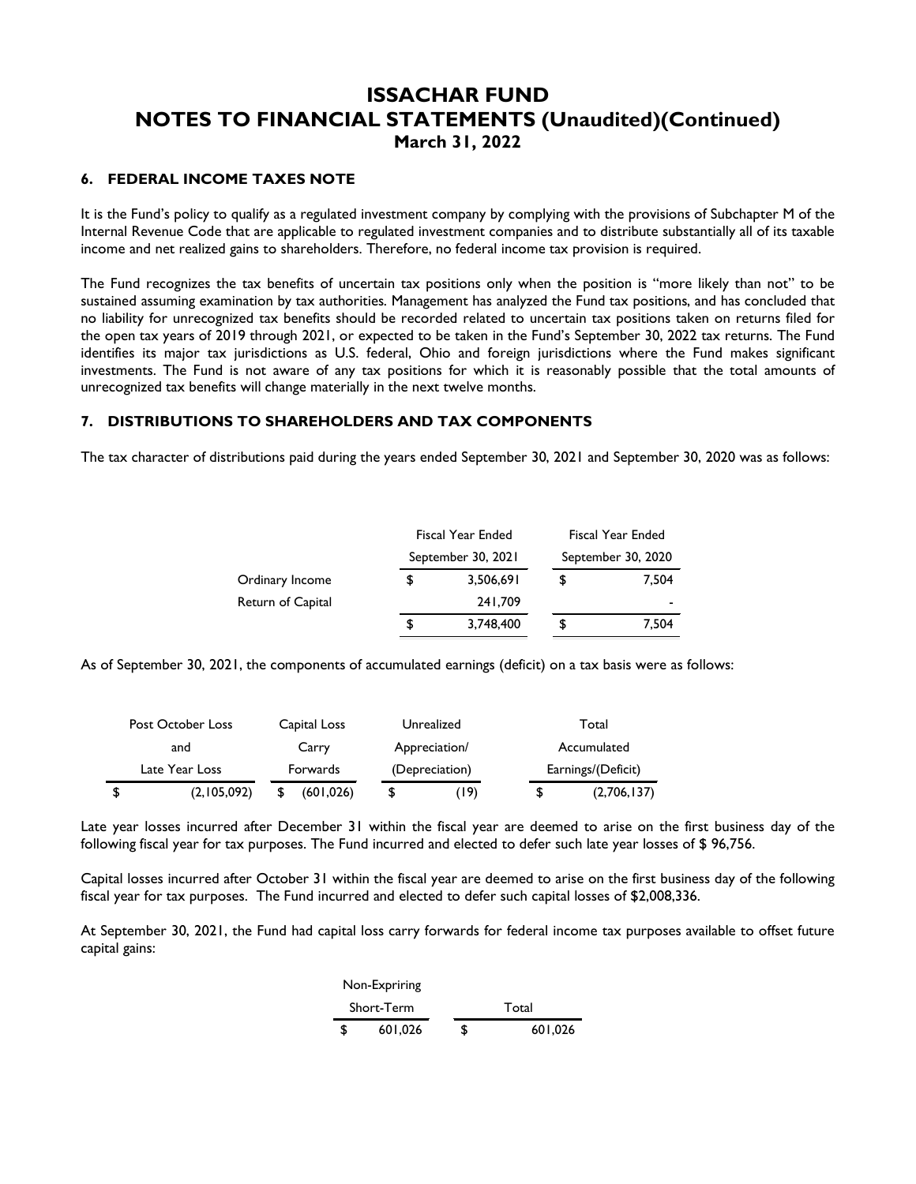# ISSACHAR FUND
# NOTES TO FINANCIAL STATEMENTS (Unaudited)(Continued)
## March 31, 2022

### 6. FEDERAL INCOME TAXES NOTE

It is the Fund's policy to qualify as a regulated investment company by complying with the provisions of Subchapter M of the Internal Revenue Code that are applicable to regulated investment companies and to distribute substantially all of its taxable income and net realized gains to shareholders. Therefore, no federal income tax provision is required.

The Fund recognizes the tax benefits of uncertain tax positions only when the position is "more likely than not" to be sustained assuming examination by tax authorities. Management has analyzed the Fund tax positions, and has concluded that no liability for unrecognized tax benefits should be recorded related to uncertain tax positions taken on returns filed for the open tax years of 2019 through 2021, or expected to be taken in the Fund's September 30, 2022 tax returns. The Fund identifies its major tax jurisdictions as U.S. federal, Ohio and foreign jurisdictions where the Fund makes significant investments. The Fund is not aware of any tax positions for which it is reasonably possible that the total amounts of unrecognized tax benefits will change materially in the next twelve months.

### 7. DISTRIBUTIONS TO SHAREHOLDERS AND TAX COMPONENTS

The tax character of distributions paid during the years ended September 30, 2021 and September 30, 2020 was as follows:

| | Fiscal Year Ended September 30, 2021 | Fiscal Year Ended September 30, 2020 |
|---|---|---|
| Ordinary Income | $ 3,506,691 | $ 7,504 |
| Return of Capital | 241,709 | - |
| | $ 3,748,400 | $ 7,504 |

As of September 30, 2021, the components of accumulated earnings (deficit) on a tax basis were as follows:

| Post October Loss and Late Year Loss | Capital Loss Carry Forwards | Unrealized Appreciation/ (Depreciation) | Total Accumulated Earnings/(Deficit) |
|---|---|---|---|
| $ (2,105,092) | $ (601,026) | $ (19) | $ (2,706,137) |

Late year losses incurred after December 31 within the fiscal year are deemed to arise on the first business day of the following fiscal year for tax purposes. The Fund incurred and elected to defer such late year losses of $ 96,756.

Capital losses incurred after October 31 within the fiscal year are deemed to arise on the first business day of the following fiscal year for tax purposes. The Fund incurred and elected to defer such capital losses of $2,008,336.

At September 30, 2021, the Fund had capital loss carry forwards for federal income tax purposes available to offset future capital gains:

| Non-Expriring Short-Term | Total |
|---|---|
| $ 601,026 | $ 601,026 |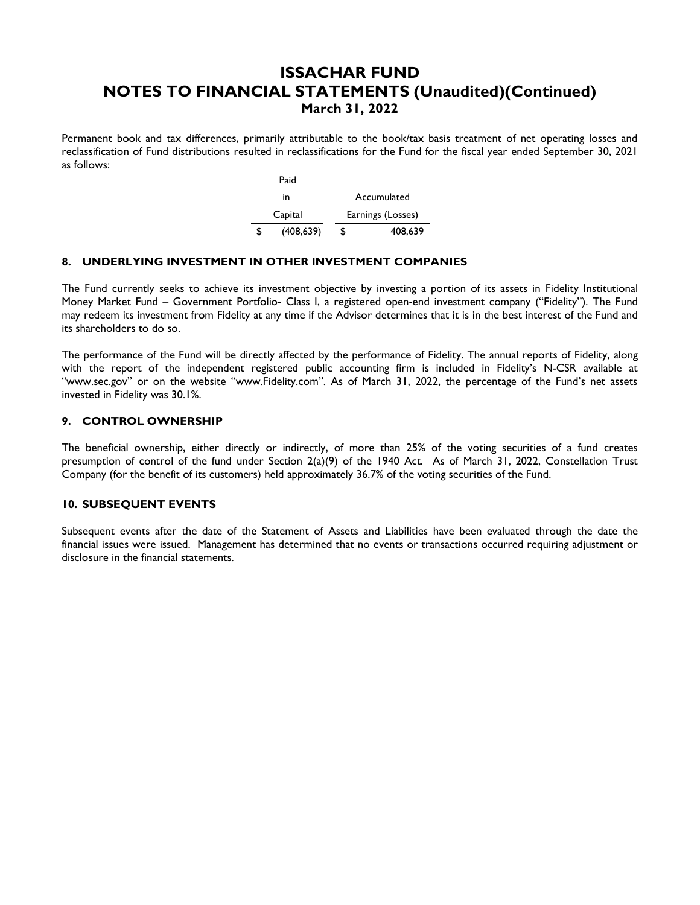# ISSACHAR FUND
## NOTES TO FINANCIAL STATEMENTS (Unaudited)(Continued)
### March 31, 2022

Permanent book and tax differences, primarily attributable to the book/tax basis treatment of net operating losses and reclassification of Fund distributions resulted in reclassifications for the Fund for the fiscal year ended September 30, 2021 as follows:

| Paid in Capital | Accumulated Earnings (Losses) |
|---|---|
| $ (408,639) | $ 408,639 |

### 8. UNDERLYING INVESTMENT IN OTHER INVESTMENT COMPANIES

The Fund currently seeks to achieve its investment objective by investing a portion of its assets in Fidelity Institutional Money Market Fund – Government Portfolio- Class I, a registered open-end investment company ("Fidelity"). The Fund may redeem its investment from Fidelity at any time if the Advisor determines that it is in the best interest of the Fund and its shareholders to do so.

The performance of the Fund will be directly affected by the performance of Fidelity. The annual reports of Fidelity, along with the report of the independent registered public accounting firm is included in Fidelity's N-CSR available at "www.sec.gov" or on the website "www.Fidelity.com". As of March 31, 2022, the percentage of the Fund's net assets invested in Fidelity was 30.1%.

### 9. CONTROL OWNERSHIP

The beneficial ownership, either directly or indirectly, of more than 25% of the voting securities of a fund creates presumption of control of the fund under Section 2(a)(9) of the 1940 Act. As of March 31, 2022, Constellation Trust Company (for the benefit of its customers) held approximately 36.7% of the voting securities of the Fund.

### 10. SUBSEQUENT EVENTS

Subsequent events after the date of the Statement of Assets and Liabilities have been evaluated through the date the financial issues were issued. Management has determined that no events or transactions occurred requiring adjustment or disclosure in the financial statements.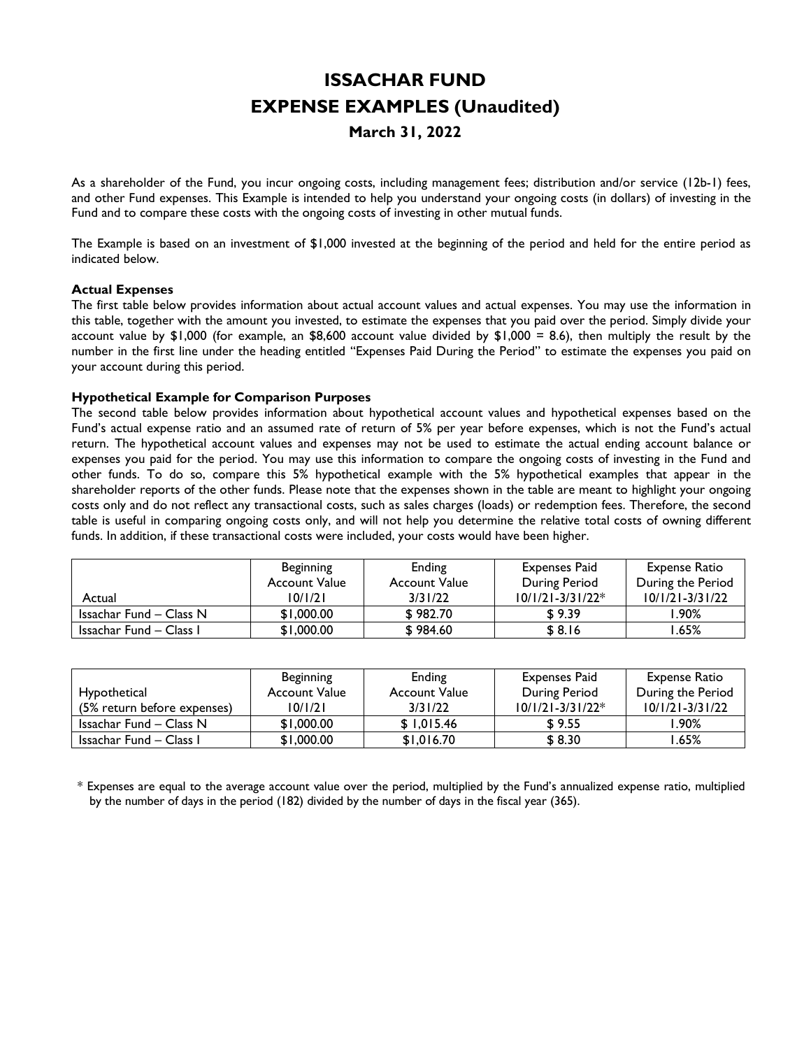# ISSACHAR FUND
# EXPENSE EXAMPLES (Unaudited)
### March 31, 2022

As a shareholder of the Fund, you incur ongoing costs, including management fees; distribution and/or service (12b-1) fees, and other Fund expenses. This Example is intended to help you understand your ongoing costs (in dollars) of investing in the Fund and to compare these costs with the ongoing costs of investing in other mutual funds.

The Example is based on an investment of $1,000 invested at the beginning of the period and held for the entire period as indicated below.

**Actual Expenses**
The first table below provides information about actual account values and actual expenses. You may use the information in this table, together with the amount you invested, to estimate the expenses that you paid over the period. Simply divide your account value by $1,000 (for example, an $8,600 account value divided by $1,000 = 8.6), then multiply the result by the number in the first line under the heading entitled "Expenses Paid During the Period" to estimate the expenses you paid on your account during this period.

**Hypothetical Example for Comparison Purposes**
The second table below provides information about hypothetical account values and hypothetical expenses based on the Fund's actual expense ratio and an assumed rate of return of 5% per year before expenses, which is not the Fund's actual return. The hypothetical account values and expenses may not be used to estimate the actual ending account balance or expenses you paid for the period. You may use this information to compare the ongoing costs of investing in the Fund and other funds. To do so, compare this 5% hypothetical example with the 5% hypothetical examples that appear in the shareholder reports of the other funds. Please note that the expenses shown in the table are meant to highlight your ongoing costs only and do not reflect any transactional costs, such as sales charges (loads) or redemption fees. Therefore, the second table is useful in comparing ongoing costs only, and will not help you determine the relative total costs of owning different funds. In addition, if these transactional costs were included, your costs would have been higher.

| Actual | Beginning Account Value 10/1/21 | Ending Account Value 3/31/22 | Expenses Paid During Period 10/1/21-3/31/22* | Expense Ratio During the Period 10/1/21-3/31/22 |
|---|---|---|---|---|
| Issachar Fund – Class N | $1,000.00 | $ 982.70 | $ 9.39 | 1.90% |
| Issachar Fund – Class I | $1,000.00 | $ 984.60 | $ 8.16 | 1.65% |

| Hypothetical (5% return before expenses) | Beginning Account Value 10/1/21 | Ending Account Value 3/31/22 | Expenses Paid During Period 10/1/21-3/31/22* | Expense Ratio During the Period 10/1/21-3/31/22 |
|---|---|---|---|---|
| Issachar Fund – Class N | $1,000.00 | $ 1,015.46 | $ 9.55 | 1.90% |
| Issachar Fund – Class I | $1,000.00 | $1,016.70 | $ 8.30 | 1.65% |

\* Expenses are equal to the average account value over the period, multiplied by the Fund's annualized expense ratio, multiplied by the number of days in the period (182) divided by the number of days in the fiscal year (365).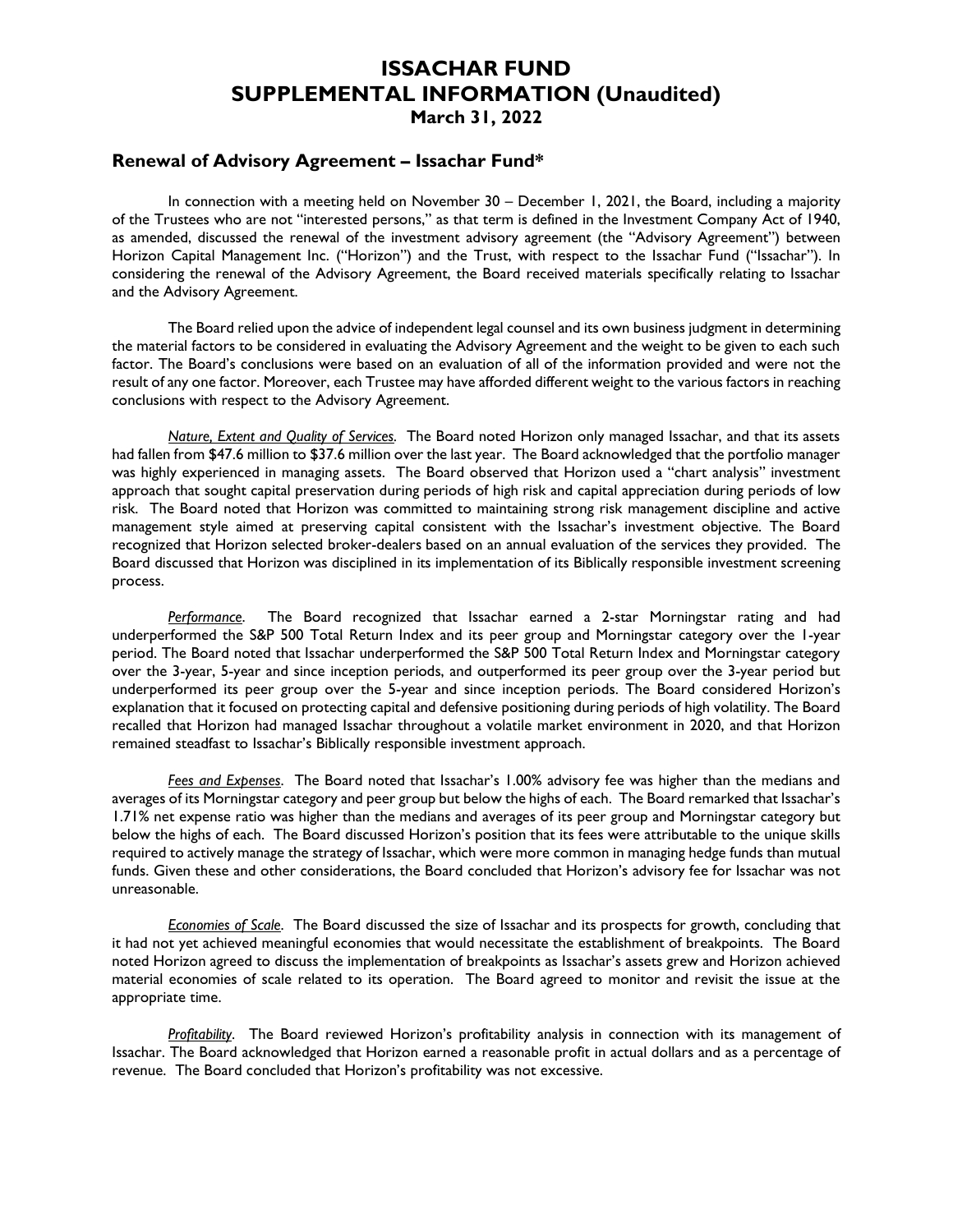# ISSACHAR FUND
# SUPPLEMENTAL INFORMATION (Unaudited)
## March 31, 2022

### Renewal of Advisory Agreement – Issachar Fund*

In connection with a meeting held on November 30 – December 1, 2021, the Board, including a majority of the Trustees who are not "interested persons," as that term is defined in the Investment Company Act of 1940, as amended, discussed the renewal of the investment advisory agreement (the "Advisory Agreement") between Horizon Capital Management Inc. ("Horizon") and the Trust, with respect to the Issachar Fund ("Issachar"). In considering the renewal of the Advisory Agreement, the Board received materials specifically relating to Issachar and the Advisory Agreement.

The Board relied upon the advice of independent legal counsel and its own business judgment in determining the material factors to be considered in evaluating the Advisory Agreement and the weight to be given to each such factor. The Board's conclusions were based on an evaluation of all of the information provided and were not the result of any one factor. Moreover, each Trustee may have afforded different weight to the various factors in reaching conclusions with respect to the Advisory Agreement.

*Nature, Extent and Quality of Services*. The Board noted Horizon only managed Issachar, and that its assets had fallen from $47.6 million to $37.6 million over the last year. The Board acknowledged that the portfolio manager was highly experienced in managing assets. The Board observed that Horizon used a "chart analysis" investment approach that sought capital preservation during periods of high risk and capital appreciation during periods of low risk. The Board noted that Horizon was committed to maintaining strong risk management discipline and active management style aimed at preserving capital consistent with the Issachar's investment objective. The Board recognized that Horizon selected broker-dealers based on an annual evaluation of the services they provided. The Board discussed that Horizon was disciplined in its implementation of its Biblically responsible investment screening process.

*Performance*. The Board recognized that Issachar earned a 2-star Morningstar rating and had underperformed the S&P 500 Total Return Index and its peer group and Morningstar category over the 1-year period. The Board noted that Issachar underperformed the S&P 500 Total Return Index and Morningstar category over the 3-year, 5-year and since inception periods, and outperformed its peer group over the 3-year period but underperformed its peer group over the 5-year and since inception periods. The Board considered Horizon's explanation that it focused on protecting capital and defensive positioning during periods of high volatility. The Board recalled that Horizon had managed Issachar throughout a volatile market environment in 2020, and that Horizon remained steadfast to Issachar's Biblically responsible investment approach.

*Fees and Expenses*. The Board noted that Issachar's 1.00% advisory fee was higher than the medians and averages of its Morningstar category and peer group but below the highs of each. The Board remarked that Issachar's 1.71% net expense ratio was higher than the medians and averages of its peer group and Morningstar category but below the highs of each. The Board discussed Horizon's position that its fees were attributable to the unique skills required to actively manage the strategy of Issachar, which were more common in managing hedge funds than mutual funds. Given these and other considerations, the Board concluded that Horizon's advisory fee for Issachar was not unreasonable.

*Economies of Scale*. The Board discussed the size of Issachar and its prospects for growth, concluding that it had not yet achieved meaningful economies that would necessitate the establishment of breakpoints. The Board noted Horizon agreed to discuss the implementation of breakpoints as Issachar's assets grew and Horizon achieved material economies of scale related to its operation. The Board agreed to monitor and revisit the issue at the appropriate time.

*Profitability*. The Board reviewed Horizon's profitability analysis in connection with its management of Issachar. The Board acknowledged that Horizon earned a reasonable profit in actual dollars and as a percentage of revenue. The Board concluded that Horizon's profitability was not excessive.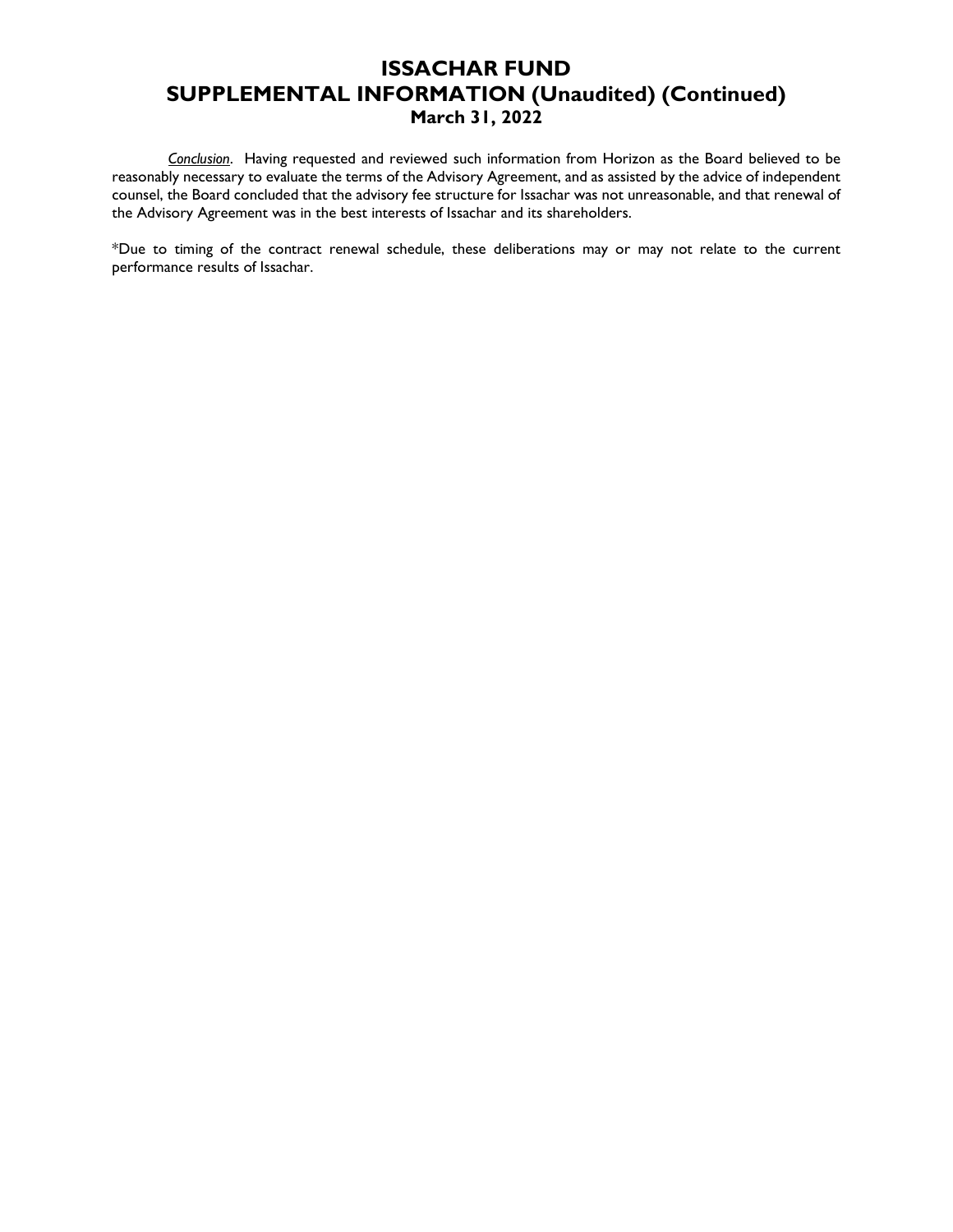*Conclusion*. Having requested and reviewed such information from Horizon as the Board believed to be reasonably necessary to evaluate the terms of the Advisory Agreement, and as assisted by the advice of independent counsel, the Board concluded that the advisory fee structure for Issachar was not unreasonable, and that renewal of the Advisory Agreement was in the best interests of Issachar and its shareholders.

*Due to timing of the contract renewal schedule, these deliberations may or may not relate to the current performance results of Issachar.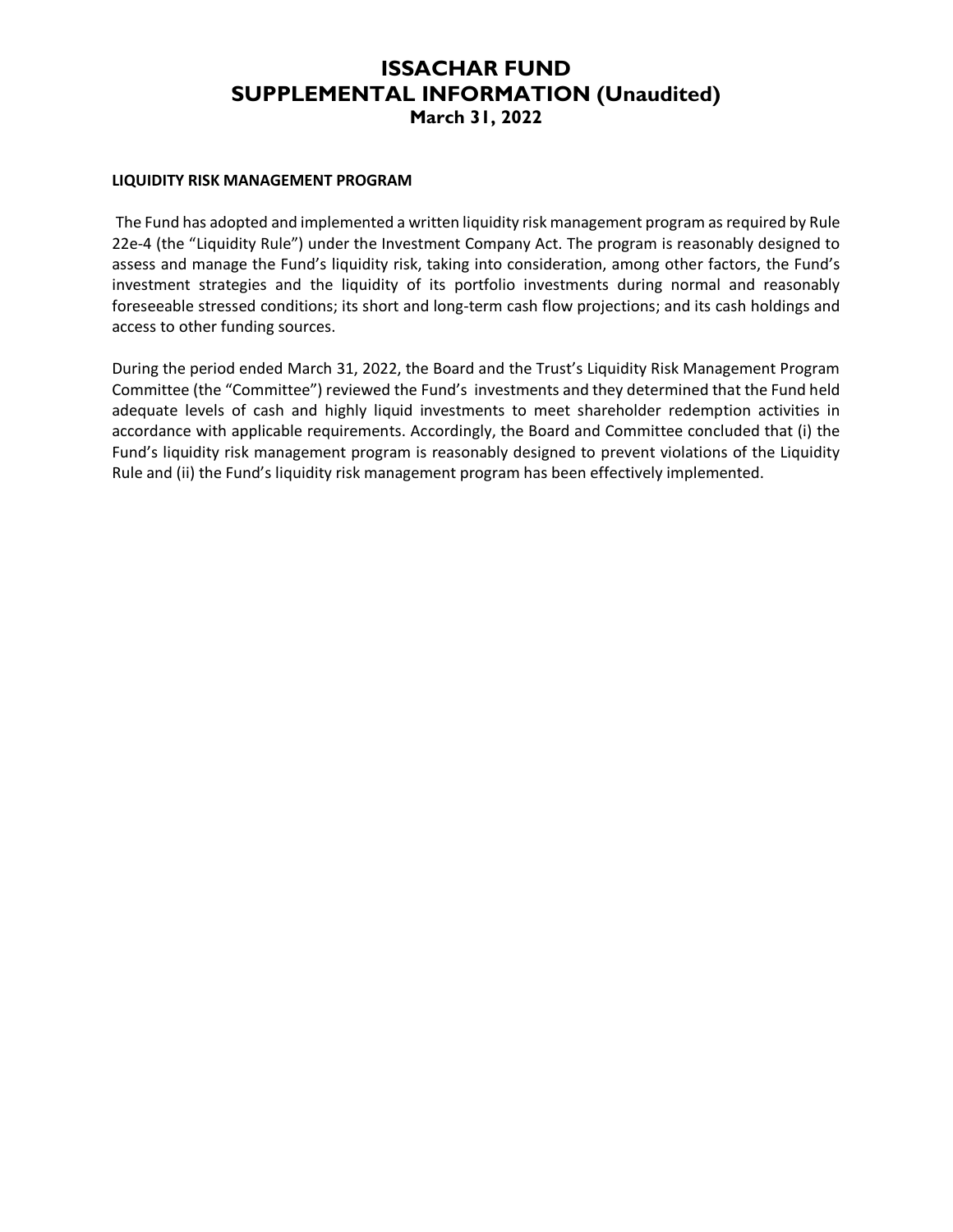# ISSACHAR FUND
## SUPPLEMENTAL INFORMATION (Unaudited)
### March 31, 2022

**LIQUIDITY RISK MANAGEMENT PROGRAM**

The Fund has adopted and implemented a written liquidity risk management program as required by Rule 22e-4 (the "Liquidity Rule") under the Investment Company Act. The program is reasonably designed to assess and manage the Fund's liquidity risk, taking into consideration, among other factors, the Fund's investment strategies and the liquidity of its portfolio investments during normal and reasonably foreseeable stressed conditions; its short and long-term cash flow projections; and its cash holdings and access to other funding sources.

During the period ended March 31, 2022, the Board and the Trust's Liquidity Risk Management Program Committee (the "Committee") reviewed the Fund's investments and they determined that the Fund held adequate levels of cash and highly liquid investments to meet shareholder redemption activities in accordance with applicable requirements. Accordingly, the Board and Committee concluded that (i) the Fund's liquidity risk management program is reasonably designed to prevent violations of the Liquidity Rule and (ii) the Fund's liquidity risk management program has been effectively implemented.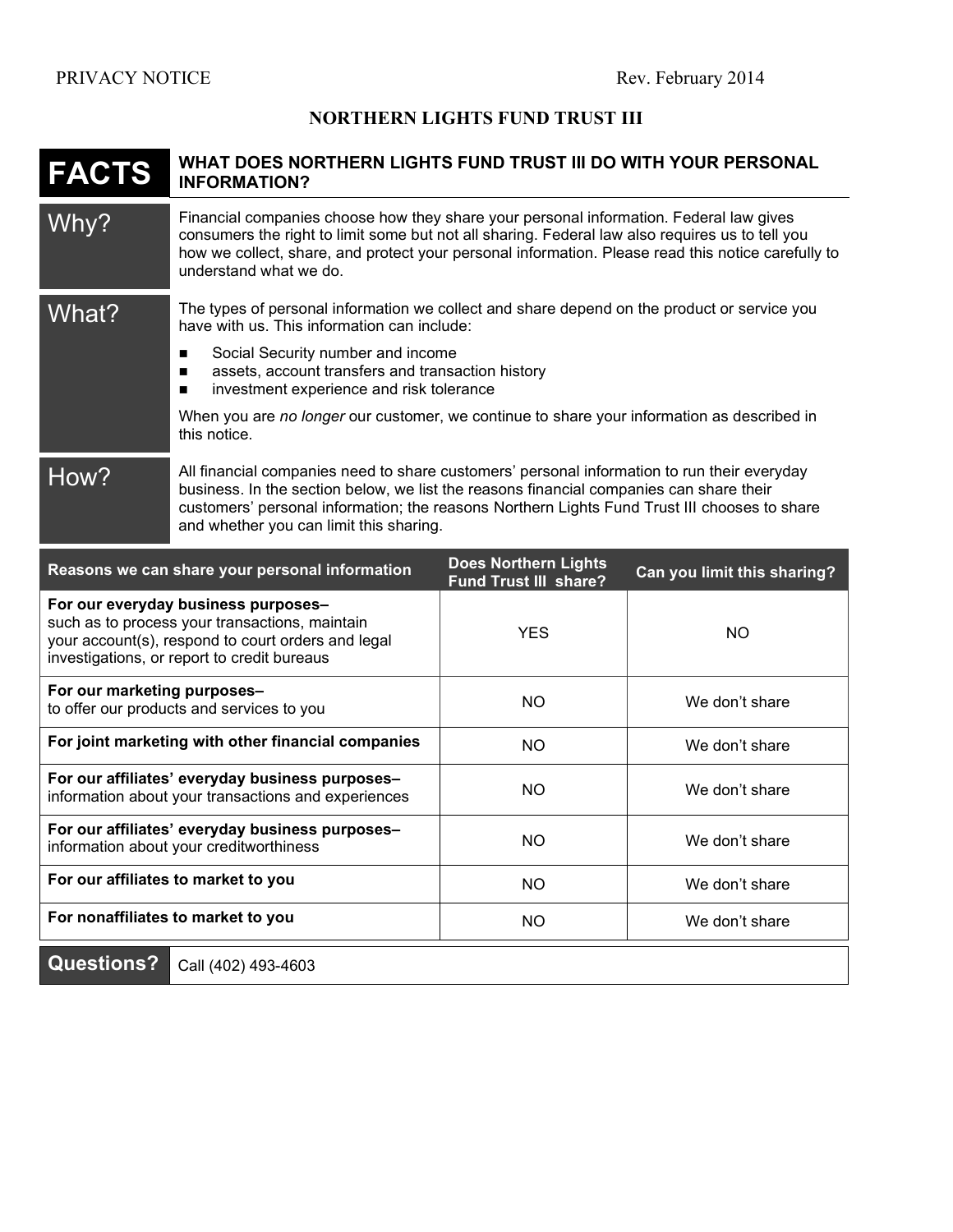PRIVACY NOTICE Rev. February 2014

# NORTHERN LIGHTS FUND TRUST III

| | |
|---|---|
| **FACTS** | **WHAT DOES NORTHERN LIGHTS FUND TRUST III DO WITH YOUR PERSONAL INFORMATION?** |
| **Why?** | Financial companies choose how they share your personal information. Federal law gives consumers the right to limit some but not all sharing. Federal law also requires us to tell you how we collect, share, and protect your personal information. Please read this notice carefully to understand what we do. |
| **What?** | The types of personal information we collect and share depend on the product or service you have with us. This information can include:<br>■ Social Security number and income<br>■ assets, account transfers and transaction history<br>■ investment experience and risk tolerance<br><br>When you are *no longer* our customer, we continue to share your information as described in this notice. |
| **How?** | All financial companies need to share customers' personal information to run their everyday business. In the section below, we list the reasons financial companies can share their customers' personal information; the reasons Northern Lights Fund Trust III chooses to share and whether you can limit this sharing. |

| Reasons we can share your personal information | Does Northern Lights Fund Trust III share? | Can you limit this sharing? |
|---|---|---|
| **For our everyday business purposes–** such as to process your transactions, maintain your account(s), respond to court orders and legal investigations, or report to credit bureaus | YES | NO |
| **For our marketing purposes–** to offer our products and services to you | NO | We don't share |
| **For joint marketing with other financial companies** | NO | We don't share |
| **For our affiliates' everyday business purposes–** information about your transactions and experiences | NO | We don't share |
| **For our affiliates' everyday business purposes–** information about your creditworthiness | NO | We don't share |
| **For our affiliates to market to you** | NO | We don't share |
| **For nonaffiliates to market to you** | NO | We don't share |

| | |
|---|---|
| **Questions?** | Call (402) 493-4603 |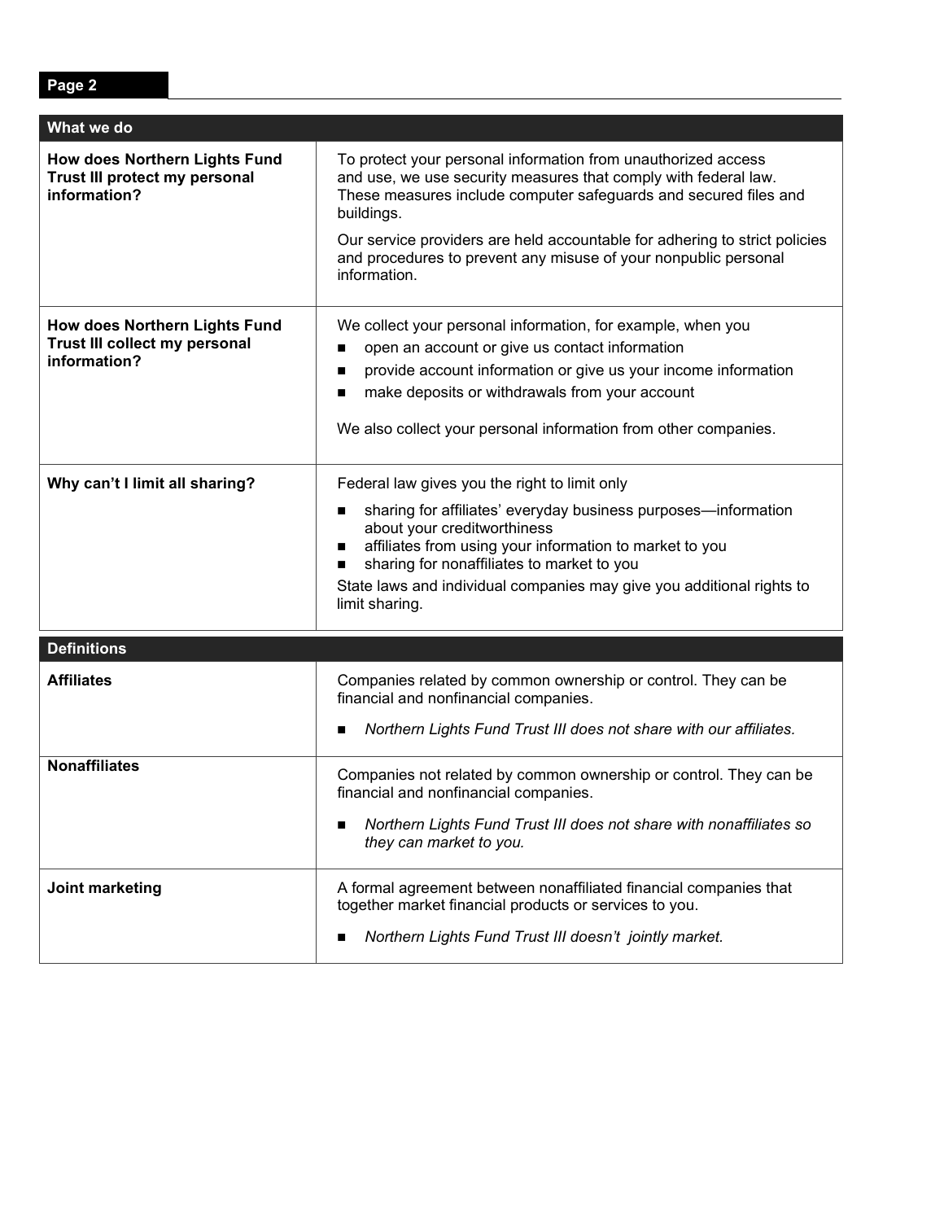| What we do | |
|---|---|
| **How does Northern Lights Fund Trust III protect my personal information?** | To protect your personal information from unauthorized access and use, we use security measures that comply with federal law. These measures include computer safeguards and secured files and buildings.<br><br>Our service providers are held accountable for adhering to strict policies and procedures to prevent any misuse of your nonpublic personal information. |
| **How does Northern Lights Fund Trust III collect my personal information?** | We collect your personal information, for example, when you<br>■ open an account or give us contact information<br>■ provide account information or give us your income information<br>■ make deposits or withdrawals from your account<br><br>We also collect your personal information from other companies. |
| **Why can't I limit all sharing?** | Federal law gives you the right to limit only<br>■ sharing for affiliates' everyday business purposes—information about your creditworthiness<br>■ affiliates from using your information to market to you<br>■ sharing for nonaffiliates to market to you<br>State laws and individual companies may give you additional rights to limit sharing. |

| Definitions | |
|---|---|
| **Affiliates** | Companies related by common ownership or control. They can be financial and nonfinancial companies.<br>■ *Northern Lights Fund Trust III does not share with our affiliates.* |
| **Nonaffiliates** | Companies not related by common ownership or control. They can be financial and nonfinancial companies.<br>■ *Northern Lights Fund Trust III does not share with nonaffiliates so they can market to you.* |
| **Joint marketing** | A formal agreement between nonaffiliated financial companies that together market financial products or services to you.<br>■ *Northern Lights Fund Trust III doesn't jointly market.* |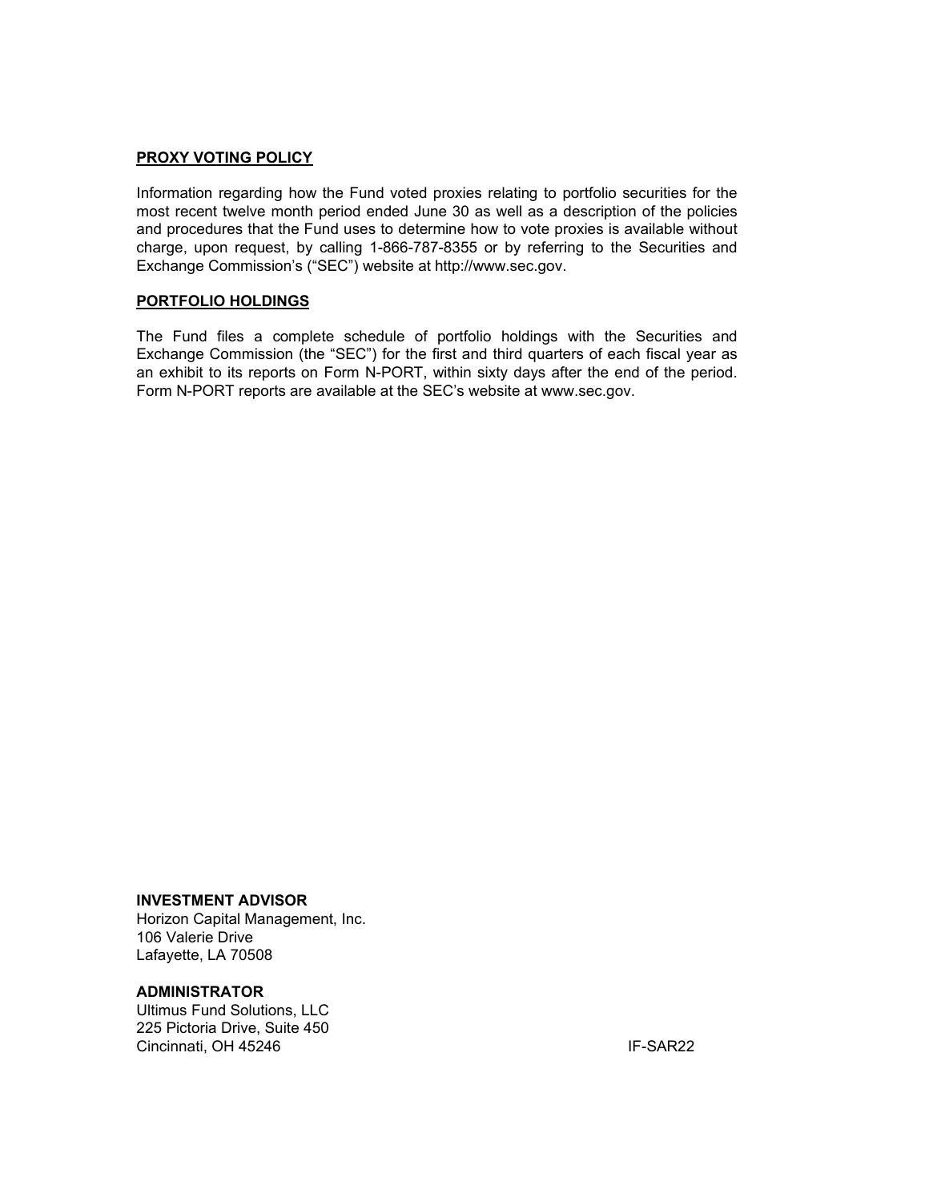**PROXY VOTING POLICY**

Information regarding how the Fund voted proxies relating to portfolio securities for the most recent twelve month period ended June 30 as well as a description of the policies and procedures that the Fund uses to determine how to vote proxies is available without charge, upon request, by calling 1-866-787-8355 or by referring to the Securities and Exchange Commission's ("SEC") website at http://www.sec.gov.

**PORTFOLIO HOLDINGS**

The Fund files a complete schedule of portfolio holdings with the Securities and Exchange Commission (the "SEC") for the first and third quarters of each fiscal year as an exhibit to its reports on Form N-PORT, within sixty days after the end of the period. Form N-PORT reports are available at the SEC's website at www.sec.gov.

**INVESTMENT ADVISOR**
Horizon Capital Management, Inc.
106 Valerie Drive
Lafayette, LA 70508

**ADMINISTRATOR**
Ultimus Fund Solutions, LLC
225 Pictoria Drive, Suite 450
Cincinnati, OH 45246

IF-SAR22